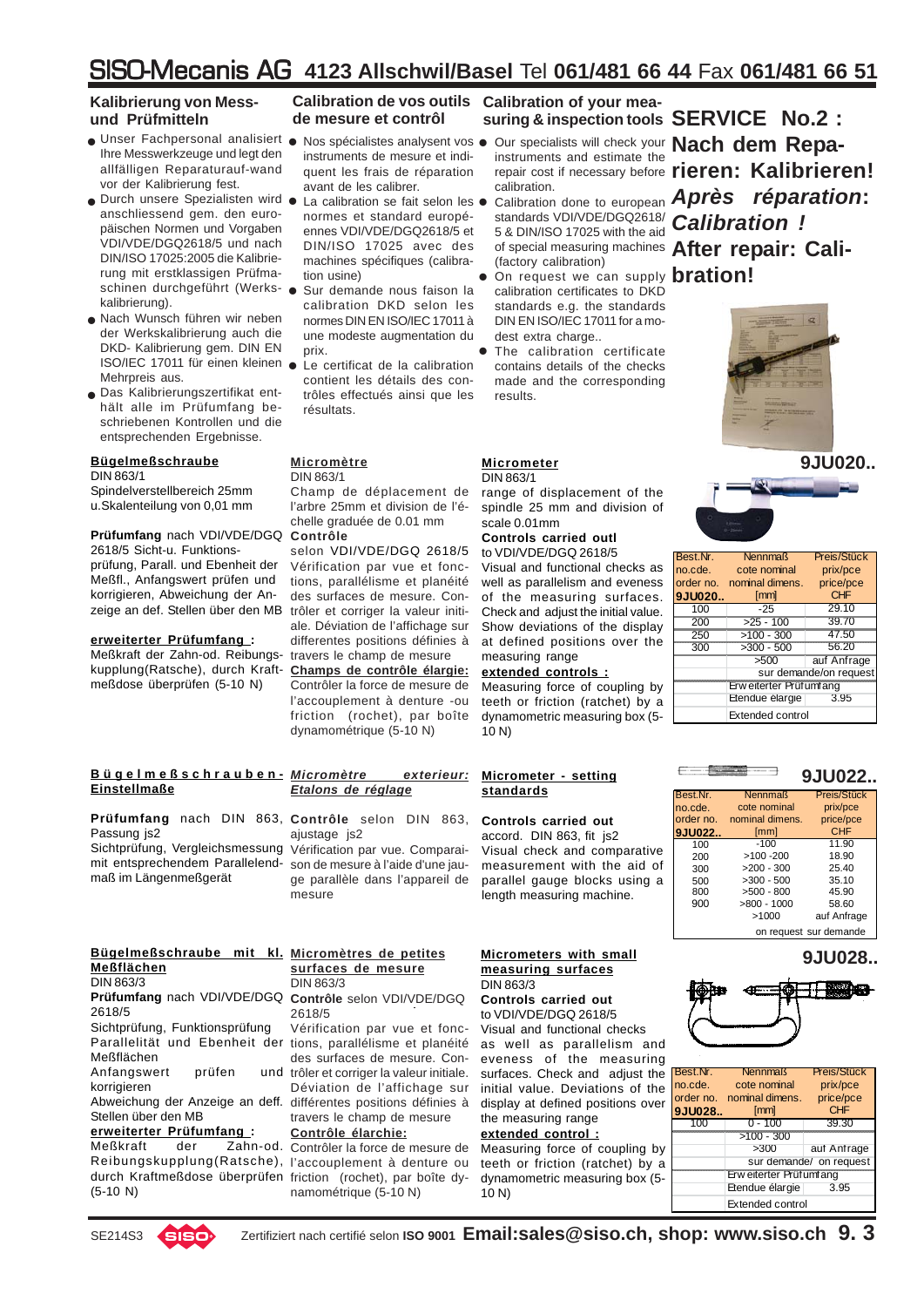# SISO-Mecanis AG 4123 Allschwil/Basel Tel 061/481 66 44 Fax 061/481 66 51

## Kalibrierung von Mess- und Prüfmitteln

- Unser Fachpersonal analisiert Ihre Messwerkzeuge und legt den allfälligen Reparaturauf-wand vor der Kalibrierung fest.
- Durch unsere Spezialisten wird anschliessend gem. den europäischen Normen und Vorgaben VDI/VDE/DGQ2618/5 und nach DIN/ISO 17025:2005 die Kalibrierung mit erstklassigen Prüfmaschinen durchgeführt (Werkskalibrierung).
- Nach Wunsch führen wir neben der Werkskalibrierung auch die DKD- Kalibrierung gem. DIN EN ISO/IEC 17011 für einen kleinen Mehrpreis aus.
- Das Kalibrierungszertifikat enthält alle im Prüfumfang beschriebenen Kontrollen und die entsprechenden Ergebnisse.

## Calibration de vos outils de mesure et contrôl

- Nos spécialistes analysent vos instruments de mesure et indiquent les frais de réparation avant de les calibrer.
- La calibration se fait selon les normes et standard européennes VDI/VDE/DGQ2618/5 et DIN/ISO 17025 avec des machines spécifiques (calibration usine)
- Sur demande nous faison la calibration DKD selon les normes DIN EN ISO/IEC 17011 à une modeste augmentation du prix.
- Le certificat de la calibration contient les détails des contrôles effectués ainsi que les résultats.

## Calibration of your measuring & inspection tools

- Our specialists will check your instruments and estimate the repair cost if necessary before calibration.
- Calibration done to european standards VDI/VDE/DGQ2618/5 & DIN/ISO 17025 with the aid of special measuring machines (factory calibration)
- On request we can supply calibration certificates to DKD standards e.g. the standards DIN EN ISO/IEC 17011 for a modest extra charge..
- The calibration certificate contains details of the checks made and the corresponding results.

## SERVICE No.2 : Nach dem Reparieren: Kalibrieren! *Après réparation: Calibration !* After repair: Calibration!

## 9JU020..

**Bügelmeßschraube**
DIN 863/1
Spindelverstellbereich 25mm u.Skalenteilung von 0,01 mm

**Prüfumfang** nach VDI/VDE/DGQ 2618/5 Sicht-u. Funktionsprüfung, Parall. und Ebenheit der Meßfl., Anfangswert prüfen und korrigieren, Abweichung der Anzeige an def. Stellen über den MB

**erweiterter Prüfumfang :**
Meßkraft der Zahn-od. Reibungskupplung(Ratsche), durch Kraftmeßdose überprüfen (5-10 N)

**Micromètre**
DIN 863/1
Champ de déplacement de l'arbre 25mm et division de l'échelle graduée de 0.01 mm

**Contrôle**
selon VDI/VDE/DGQ 2618/5 Vérification par vue et fonctions, parallélisme et planéité des surfaces de mesure. Contrôler et corriger la valeur initiale. Déviation de l'affichage sur différentes positions définies à travers le champ de mesure

**Champs de contrôle élargie:**
Contrôler la force de mesure de l'accouplement à denture -ou friction (rochet), par boîte dynamométrique (5-10 N)

**Micrometer**
DIN 863/1
range of displacement of the spindle 25 mm and division of scale 0.01mm

**Controls carried outl**
to VDI/VDE/DGQ 2618/5
Visual and functional checks as well as parallelism and eveness of the measuring surfaces. Check and adjust the initial value. Show deviations of the display at defined positions over the measuring range

**extended controls :**
Measuring force of coupling by teeth or friction (ratchet) by a dynamometric measuring box (5-10 N)

| Best.Nr. no.cde. order no. 9JU020.. | Nennmaß cote nominal nominal dimens. [mm] | Preis/Stück prix/pce price/pce CHF |
|---|---|---|
| 100 | -25 | 29.10 |
| 200 | >25 - 100 | 39.70 |
| 250 | >100 - 300 | 47.50 |
| 300 | >300 - 500 | 56.20 |
| | >500 | auf Anfrage sur demande/on request |
| | Erweiterter Prüfumfang Etendue élargie Extended control | 3.95 |

## 9JU022..

**Bügelmeßschrauben-Einstellmaße**

**Prüfumfang** nach DIN 863, Passung js2
Sichtprüfung, Vergleichsmessung mit entsprechendem Parallelendmaß im Längenmeßgerät

***Micromètre exterieur: Etalons de réglage***

**Contrôle** selon DIN 863, ajustage js2
Vérification par vue. Comparaison de mesure à l'aide d'une jauge parallèle dans l'appareil de mesure

**Micrometer - setting standards**

**Controls carried out**
accord. DIN 863, fit js2
Visual check and comparative measurement with the aid of parallel gauge blocks using a length measuring machine.

| Best.Nr. no.cde. order no. 9JU022.. | Nennmaß cote nominal nominal dimens. [mm] | Preis/Stück prix/pce price/pce CHF |
|---|---|---|
| 100 | -100 | 11.90 |
| 200 | >100 -200 | 18.90 |
| 300 | >200 - 300 | 25.40 |
| 500 | >300 - 500 | 35.10 |
| 800 | >500 - 800 | 45.90 |
| 900 | >800 - 1000 | 58.60 |
| | >1000 | auf Anfrage on request sur demande |

## 9JU028..

**Bügelmeßschraube mit kl. Meßflächen**
DIN 863/3
**Prüfumfang** nach VDI/VDE/DGQ 2618/5
Sichtprüfung, Funktionsprüfung Parallelität und Ebenheit der Meßflächen
Anfangswert prüfen und korrigieren
Abweichung der Anzeige an deff. Stellen über den MB

**erweiterter Prüfumfang :**
Meßkraft der Zahn-od. Reibungskupplung(Ratsche), durch Kraftmeßdose überprüfen (5-10 N)

**Micromètres de petites surfaces de mesure**
DIN 863/3
**Contrôle** selon VDI/VDE/DGQ 2618/5
Vérification par vue et fonctions, parallélisme et planéité des surfaces de mesure. Contrôler et corriger la valeur initiale. Déviation de l'affichage sur différentes positions définies à travers le champ de mesure

**Contrôle élarchie:**
Contrôler la force de mesure de l'accouplement à denture ou friction (rochet), par boîte dynamométrique (5-10 N)

**Micrometers with small measuring surfaces**
DIN 863/3
**Controls carried out**
to VDI/VDE/DGQ 2618/5
Visual and functional checks as well as parallelism and eveness of the measuring surfaces. Check and adjust the initial value. Deviations of the display at defined positions over the measuring range

**extended control :**
Measuring force of coupling by teeth or friction (ratchet) by a dynamometric measuring box (5-10 N)

| Best.Nr. no.cde. order no. 9JU028.. | Nennmaß cote nominal nominal dimens. [mm] | Preis/Stück prix/pce price/pce CHF |
|---|---|---|
| 100 | 0 - 100 | 39.30 |
| | >100 - 300 | |
| | >300 | auf Anfrage sur demande/ on request |
| | Erweiterter Prüfumfang Etendue élargie Extended control | 3.95 |

SE214S3 Zertifiziert nach certifié selon ISO 9001 Email:sales@siso.ch, shop: www.siso.ch 9. 3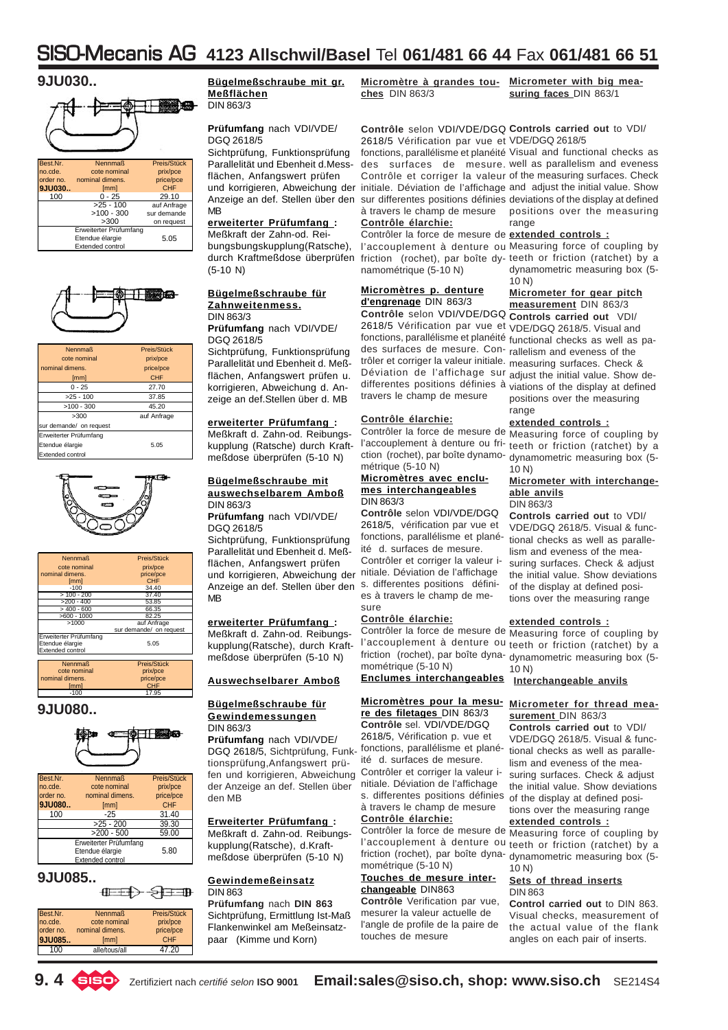# SISO-Mecanis AG 4123 Allschwil/Basel Tel 061/481 66 44 Fax 061/481 66 51

## 9JU030..

| Best.Nr. no.cde. order no. 9JU030.. | Nennmaß cote nominal nominal dimens. [mm] | Preis/Stück prix/pce price/pce CHF |
|---|---|---|
| 100 | 0 - 25 | 29.10 |
| | >25 - 100 | auf Anfrage |
| | >100 - 300 | sur demande |
| | >300 | on request |
| | Erweiterter Prüfumfang Etendue élargie Extended control | 5.05 |

**Bügelmeßschraube mit gr. Meßflächen**
DIN 863/3

**Prüfumfang** nach VDI/VDE/ DGQ 2618/5
Sichtprüfung, Funktionsprüfung Parallelität und Ebenheit d.Messflächen, Anfangswert prüfen und korrigieren, Abweichung der Anzeige an def. Stellen über den MB

**erweiterter Prüfumfang :**
Meßkraft der Zahn-od. Reibungsbungskupplung(Ratsche), durch Kraftmeßdose überprüfen (5-10 N)

**Micromètre à grandes touches** DIN 863/3

**Contrôle** selon VDI/VDE/DGQ 2618/5 Vérification par vue et fonctions, parallélisme et planéité des surfaces de mesure. Contrôle et corriger la valeur initiale. Déviation de l'affichage sur differentes positions définies à travers le champ de mesure

**Contrôle élarchie:**
Contrôler la force de mesure de l'accouplement à denture ou friction (rochet), par boîte dynamométrique (5-10 N)

**Micrometer with big measuring faces** DIN 863/1

**Controls carried out** to VDI/ VDE/DGQ 2618/5
Visual and functional checks as well as parallelism and eveness of the measuring surfaces. Check and adjust the initial value. Show deviations of the display at defined positions over the measuring range

**extended controls :**
Measuring force of coupling by teeth or friction (ratchet) by a dynamometric measuring box (5-10 N)

| Nennmaß cote nominal nominal dimens. [mm] | Preis/Stück prix/pce price/pce CHF |
|---|---|
| 0 - 25 | 27.70 |
| >25 - 100 | 37.85 |
| >100 - 300 | 45.20 |
| >300 | auf Anfrage |
| sur demande/ on request | |
| Erweiterter Prüfumfang Etendue élargie Extended control | 5.05 |

**Bügelmeßschraube für Zahnweitenmess.**
DIN 863/3

**Prüfumfang** nach VDI/VDE/ DGQ 2618/5
Sichtprüfung, Funktionsprüfung Parallelität und Ebenheit d. Meßflächen, Anfangswert prüfen u. korrigieren, Abweichung d. Anzeige an def.Stellen über d. MB

**erweiterter Prüfumfang :**
Meßkraft d. Zahn-od. Reibungskupplung (Ratsche) durch Kraftmeßdose überprüfen (5-10 N)

**Micromètres p. denture d'engrenage** DIN 863/3

**Contrôle** selon VDI/VDE/DGQ 2618/5 Vérification par vue et fonctions, parallélisme et planéité des surfaces de mesure. Contrôler et corriger la valeur initiale. Déviation de l'affichage sur differentes positions définies à travers le champ de mesure

**Contrôle élarchie:**
Contrôler la force de mesure de l'accouplement à denture ou friction (rochet), par boîte dynamométrique (5-10 N)

**Micrometer for gear pitch measurement** DIN 863/3

**Controls carried out** VDI/ VDE/DGQ 2618/5. Visual and functional checks as well as parallelism and eveness of the measuring surfaces. Check & adjust the initial value. Show deviations of the display at defined positions over the measuring range

**extended controls :**
Measuring force of coupling by teeth or friction (ratchet) by a dynamometric measuring box (5-10 N)

| Nennmaß cote nominal nominal dimens. [mm] | Preis/Stück prix/pce price/pce CHF |
|---|---|
| -100 | 34.40 |
| > 100 - 200 | 37.40 |
| >200 - 400 | 53.85 |
| > 400 - 600 | 66.35 |
| >600 - 1000 | 82.25 |
| >1000 | auf Anfrage sur demande/ on request |
| Erweiterter Prüfumfang Etendue élargie Extended control | 5.05 |

**Bügelmeßschraube mit auswechselbarem Amboß**
DIN 863/3

**Prüfumfang** nach VDI/VDE/ DGQ 2618/5
Sichtprüfung, Funktionsprüfung Parallelität und Ebenheit d. Meßflächen, Anfangswert prüfen und korrigieren, Abweichung der Anzeige an def. Stellen über den MB

**erweiterter Prüfumfang :**
Meßkraft d. Zahn-od. Reibungskupplung(Ratsche), durch Kraftmeßdose überprüfen (5-10 N)

**Micromètres avec enclumes interchangeables**
DIN 863/3

**Contrôle** selon VDI/VDE/DGQ 2618/5, vérification par vue et fonctions, parallélisme et planéité d. surfaces de mesure. Contrôler et corriger la valeur initiale. Déviation de l'affichage s. differentes positions définies à travers le champ de mesure

**Contrôle élarchie:**
Contrôler la force de mesure de l'accouplement à denture ou friction (rochet), par boîte dynamométrique (5-10 N)

**Micrometer with interchangeable anvils**
DIN 863/3

**Controls carried out** to VDI/ VDE/DGQ 2618/5. Visual & functional checks as well as parallelism and eveness of the measuring surfaces. Check & adjust the initial value. Show deviations of the display at defined positions over the measuring range

**extended controls :**
Measuring force of coupling by teeth or friction (ratchet) by a dynamometric measuring box (5-10 N)

| Nennmaß cote nominal nominal dimens. [mm] | Preis/Stück prix/pce price/pce CHF |
|---|---|
| -100 | 17.95 |

**Auswechselbarer Amboß** / **Enclumes interchangeables** / **Interchangeable anvils**

## 9JU080..

| Best.Nr. no.cde. order no. 9JU080.. | Nennmaß cote nominal nominal dimens. [mm] | Preis/Stück prix/pce price/pce CHF |
|---|---|---|
| 100 | -25 | 31.40 |
| | >25 - 200 | 39.30 |
| | >200 - 500 | 59.00 |
| | Erweiterter Prüfumfang Etendue élargie Extended control | 5.80 |

**Bügelmeßschraube für Gewindemessungen**
DIN 863/3

**Prüfumfang** nach VDI/VDE/ DGQ 2618/5, Sichtprüfung, Funktionsprüfung,Anfangswert prüfen und korrigieren, Abweichung der Anzeige an def. Stellen über den MB

**Erweiterter Prüfumfang :**
Meßkraft d. Zahn-od. Reibungskupplung(Ratsche), d.Kraftmeßdose überprüfen (5-10 N)

**Micromètres pour la mesure des filetages** DIN 863/3

**Contrôle** sel. VDI/VDE/DGQ 2618/5, Vérification p. vue et fonctions, parallélisme et planéité d. surfaces de mesure. Contrôler et corriger la valeur initiale. Déviation de l'affichage s. differentes positions définies à travers le champ de mesure

**Contrôle élarchie:**
Contrôler la force de mesure de l'accouplement à denture ou friction (rochet), par boîte dynamométrique (5-10 N)

**Micrometer for thread measurement** DIN 863/3

**Controls carried out** to VDI/ VDE/DGQ 2618/5. Visual & functional checks as well as parallelism and eveness of the measuring surfaces. Check & adjust the initial value. Show deviations of the display at defined positions over the measuring range

**extended controls :**
Measuring force of coupling by teeth or friction (ratchet) by a dynamometric measuring box (5-10 N)

## 9JU085..

| Best.Nr. no.cde. order no. 9JU085.. | Nennmaß cote nominal nominal dimens. [mm] | Preis/Stück prix/pce price/pce CHF |
|---|---|---|
| 100 | alle/tous/all | 47.20 |

**Gewindemeßeinsatz**
DIN 863

**Prüfumfang** nach **DIN 863**
Sichtprüfung, Ermittlung Ist-Maß Flankenwinkel am Meßeinsatzpaar (Kimme und Korn)

**Touches de mesure interchangeable** DIN863

**Contrôle** Verification par vue, mesurer la valeur actuelle de l'angle de profile de la paire de touches de mesure

**Sets of thread inserts**
DIN 863

**Control carried out** to DIN 863. Visual checks, measurement of the actual value of the flank angles on each pair of inserts.

Zertifiziert nach *certifié selon* **ISO 9001** **Email:sales@siso.ch, shop: www.siso.ch** SE214S4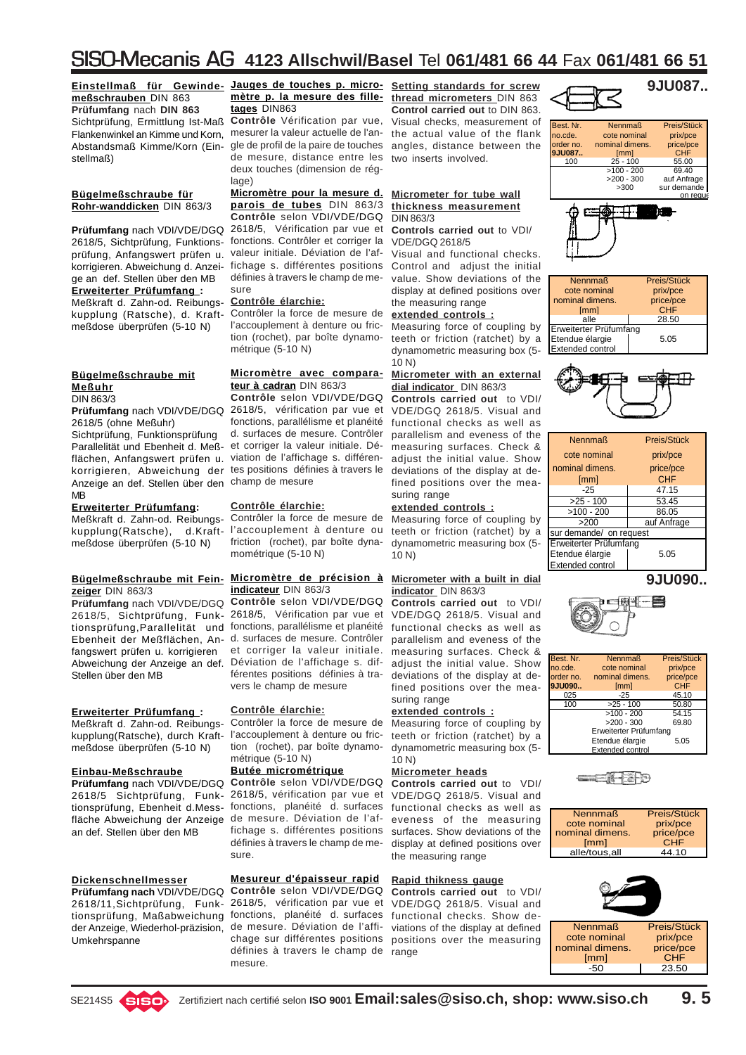# SISO-Mecanis AG 4123 Allschwil/Basel Tel 061/481 66 44 Fax 061/481 66 51

**Einstellmaß für Gewindemeßschrauben** DIN 863
**Prüfumfang** nach **DIN 863**
Sichtprüfung, Ermittlung Ist-Maß Flankenwinkel an Kimme und Korn, Abstandsmaß Kimme/Korn (Einstellmaß)

**Jauges de touches p. micromètre p. la mesure des filletages** DIN863
**Contrôle** Vérification par vue, mesurer la valeur actuelle de l'angle de profil de la paire de touches de mesure, distance entre les deux touches (dimension de réglage)

**Setting standards for screw thread micrometers** DIN 863
**Control carried out** to DIN 863. Visual checks, measurement of the actual value of the flank angles, distance between the two inserts involved.

**9JU087..**

| Best. Nr. no.cde. order no. | Nennmaß cote nominal nominal dimens. [mm] | Preis/Stück prix/pce price/pce CHF |
|---|---|---|
| **9JU087..** | | |
| 100 | 25 - 100 | 55.00 |
| | >100 - 200 | 69.40 |
| | >200 - 300 | auf Anfrage |
| | >300 | sur demande on request |

**Bügelmeßschraube für Rohr-wanddicken** DIN 863/3
**Prüfumfang** nach VDI/VDE/DGQ 2618/5, Sichtprüfung, Funktionsprüfung, Anfangswert prüfen u. korrigieren. Abweichung d. Anzeige an def. Stellen über den MB
**Erweiterter Prüfumfang :**
Meßkraft d. Zahn-od. Reibungskupplung (Ratsche), d. Kraftmeßdose überprüfen (5-10 N)

**Micromètre pour la mesure d. parois de tubes** DIN 863/3
**Contrôle** selon VDI/VDE/DGQ 2618/5, Vérification par vue et fonctions. Contrôler et corriger la valeur initiale. Déviation de l'affichage s. différentes positions définies à travers le champ de mesure
**Contrôle élarchie:**
Contrôler la force de mesure de l'accouplement à denture ou friction (rochet), par boîte dynamométrique (5-10 N)

**Micrometer for tube wall thickness measurement** DIN 863/3
**Controls carried out** to VDI/VDE/DGQ 2618/5
Visual and functional checks. Control and adjust the initial value. Show deviations of the display at defined positions over the measuring range
**extended controls :**
Measuring force of coupling by teeth or friction (ratchet) by a dynamometric measuring box (5-10 N)

| Nennmaß cote nominal nominal dimens. [mm] | Preis/Stück prix/pce price/pce CHF |
|---|---|
| alle | 28.50 |
| Erweiterter Prüfumfang Etendue élargie Extended control | 5.05 |

**Bügelmeßschraube mit Meßuhr**
DIN 863/3
**Prüfumfang** nach VDI/VDE/DGQ 2618/5 (ohne Meßuhr)
Sichtprüfung, Funktionsprüfung Parallelität und Ebenheit d. Meßflächen, Anfangswert prüfen u. korrigieren, Abweichung der Anzeige an def. Stellen über den MB
**Erweiterter Prüfumfang:**
Meßkraft d. Zahn-od. Reibungskupplung(Ratsche), d.Kraftmeßdose überprüfen (5-10 N)

**Micromètre avec comparateur à cadran** DIN 863/3
**Contrôle** selon VDI/VDE/DGQ 2618/5, vérification par vue et fonctions, parallélisme et planéité d. surfaces de mesure. Contrôler et corriger la valeur initiale. Déviation de l'affichage s. différentes positions définies à travers le champ de mesure
**Contrôle élarchie:**
Contrôler la force de mesure de l'accouplement à denture ou friction (rochet), par boîte dynamométrique (5-10 N)

**Micrometer with an external dial indicator** DIN 863/3
**Controls carried out** to VDI/VDE/DGQ 2618/5. Visual and functional checks as well as parallelism and eveness of the measuring surfaces. Check & adjust the initial value. Show deviations of the display at defined positions over the measuring range
**extended controls :**
Measuring force of coupling by teeth or friction (ratchet) by a dynamometric measuring box (5-10 N)

| Nennmaß cote nominal nominal dimens. [mm] | Preis/Stück prix/pce price/pce CHF |
|---|---|
| -25 | 47.15 |
| >25 - 100 | 53.45 |
| >100 - 200 | 86.05 |
| >200 | auf Anfrage |
| sur demande/ on request | |
| Erweiterter Prüfumfang Etendue élargie Extended control | 5.05 |

**Bügelmeßschraube mit Feinzeiger** DIN 863/3
**Prüfumfang** nach VDI/VDE/DGQ 2618/5, Sichtprüfung, Funktionsprüfung,Parallelität und Ebenheit der Meßflächen, Anfangswert prüfen u. korrigieren Abweichung der Anzeige an def. Stellen über den MB
**Erweiterter Prüfumfang :**
Meßkraft d. Zahn-od. Reibungskupplung(Ratsche), durch Kraftmeßdose überprüfen (5-10 N)

**Micromètre de précision à indicateur** DIN 863/3
**Contrôle** selon VDI/VDE/DGQ 2618/5, Vérification par vue et fonctions, parallélisme et planéité d. surfaces de mesure. Contrôler et corriger la valeur initiale. Déviation de l'affichage s. différentes positions définies à travers le champ de mesure
**Contrôle élarchie:**
Contrôler la force de mesure de l'accouplement à denture ou friction (rochet), par boîte dynamométrique (5-10 N)

**Micrometer with a built in dial indicator** DIN 863/3
**Controls carried out** to VDI/VDE/DGQ 2618/5. Visual and functional checks as well as parallelism and eveness of the measuring surfaces. Check & adjust the initial value. Show deviations of the display at defined positions over the measuring range
**extended controls :**
Measuring force of coupling by teeth or friction (ratchet) by a dynamometric measuring box (5-10 N)

**9JU090..**

| Best. Nr. no.cde. order no. | Nennmaß cote nominal nominal dimens. [mm] | Preis/Stück prix/pce price/pce CHF |
|---|---|---|
| **9JU090..** | | |
| 025 | -25 | 45.10 |
| 100 | >25 - 100 | 50.80 |
| | >100 - 200 | 54.15 |
| | >200 - 300 | 69.80 |
| | Erweiterter Prüfumfang Etendue élargie Extended control | 5.05 |

**Einbau-Meßschraube**
**Prüfumfang** nach VDI/VDE/DGQ 2618/5 Sichtprüfung, Funktionsprüfung, Ebenheit d.Messfläche Abweichung der Anzeige an def. Stellen über den MB

**Butée micrométrique**
**Contrôle** selon VDI/VDE/DGQ 2618/5, vérification par vue et fonctions, planéité d. surfaces de mesure. Déviation de l'affichage s. différentes positions définies à travers le champ de mesure.

**Micrometer heads**
**Controls carried out** to VDI/VDE/DGQ 2618/5. Visual and functional checks as well as eveness of the measuring surfaces. Show deviations of the display at defined positions over the measuring range

| Nennmaß cote nominal nominal dimens. [mm] | Preis/Stück prix/pce price/pce CHF |
|---|---|
| alle/tous,all | 44.10 |

**Dickenschnellmesser**
**Prüfumfang nach** VDI/VDE/DGQ 2618/11,Sichtprüfung, Funktionsprüfung, Maßabweichung der Anzeige, Wiederhol-präzision, Umkehrspanne

**Mesureur d'épaisseur rapid**
**Contrôle** selon VDI/VDE/DGQ 2618/5, vérification par vue et fonctions, planéité d. surfaces de mesure. Déviation de l'affichage sur différentes positions définies à travers le champ de mesure.

**Rapid thikness gauge**
**Controls carried out** to VDI/VDE/DGQ 2618/5. Visual and functional checks. Show deviations of the display at defined positions over the measuring range

| Nennmaß cote nominal nominal dimens. [mm] | Preis/Stück prix/pce price/pce CHF |
|---|---|
| -50 | 23.50 |

SE214S5 SISO Zertifiziert nach certifié selon **ISO 9001** **Email:sales@siso.ch, shop: www.siso.ch**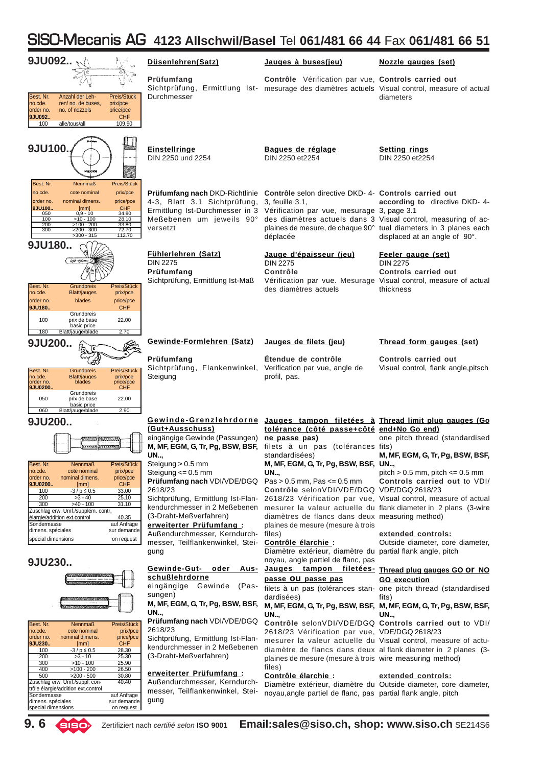# SISO-Mecanis AG 4123 Allschwil/Basel Tel 061/481 66 44 Fax 061/481 66 51

## 9JU092..

| Best. Nr. no.cde. order no. 9JU092.. | Anzahl der Lehren/ no. de buses, no. of nozzels | Preis/Stück prix/pce price/pce CHF |
|---|---|---|
| 100 | alle/tous/all | 109.90 |

**Düsenlehren(Satz)**

**Prüfumfang**
Sichtprüfung, Ermittlung Ist-Durchmesser

**Jauges à buses(jeu)**

**Contrôle** Vérification par vue, mesurage des diamètres actuels

**Nozzle gauges (set)**

**Controls carried out**
Visual control, measure of actual diameters

## 9JU100..

| Best. Nr. no.cde. order no. 9JU100.. | Nennmaß cote nominal nominal dimens. [mm] | Preis/Stück prix/pce price/pce CHF |
|---|---|---|
| 050 | 0,9 - 10 | 34.80 |
| 100 | >10 - 100 | 28.10 |
| 200 | >100 - 200 | 33.80 |
| 300 | >200 - 300 | 72.70 |
|  | >300 - 315 | 112.70 |

**Einstellringe**
DIN 2250 und 2254

**Prüfumfang nach** DKD-Richtlinie 4-3, Blatt 3.1 Sichtprüfung, Ermittlung Ist-Durchmesser in 3 Meßebenen um jeweils 90° versetzt

**Bagues de réglage**
DIN 2250 et2254

**Contrôle** selon directive DKD- 4-3, feuille 3.1, Vérification par vue, mesurage des diamètres actuels dans 3 plaines de mesure, de chaque 90° déplacée

**Setting rings**
DIN 2250 et2254

**Controls carried out according to** directive DKD- 4-3, page 3.1 Visual control, measuring of actual diameters in 3 planes each displaced at an angle of 90°.

## 9JU180..

| Best. Nr. no.cde. order no. 9JU180.. | Grundpreis Blatt/jauges blades | Preis/Stück prix/pce price/pce CHF |
|---|---|---|
| 100 | Grundpreis prix de base basic price | 22.00 |
| 180 | Blatt/jauge/blade | 2.70 |

**Fühlerlehren (Satz)**
DIN 2275
**Prüfumfang**
Sichtprüfung, Ermittlung Ist-Maß

**Jauge d'épaisseur (jeu)**
DIN 2275
**Contrôle**
Vérification par vue. Mesurage des diamètres actuels

**Feeler gauge (set)**
DIN 2275
**Controls carried out**
Visual control, measure of actual thickness

## 9JU200..

| Best. Nr. no.cde. order no. 9JU0200.. | Grundpreis Blatt/jauges blades | Preis/Stück prix/pce price/pce CHF |
|---|---|---|
| 050 | Grundpreis prix de base basic price | 22.00 |
| 060 | Blatt/jauge/blade | 2.90 |

**Gewinde-Formlehren (Satz)**

**Prüfumfang**
Sichtprüfung, Flankenwinkel, Steigung

**Jauges de filets (jeu)**

**Étendue de contrôle**
Verification par vue, angle de profil, pas.

**Thread form gauges (set)**

**Controls carried out**
Visual control, flank angle,pitch

## 9JU200..

| Best. Nr. no.cde. order no. 9JU0200.. | Nennmaß cote nominal nominal dimens. [mm] | Preis/Stück prix/pce price/pce CHF |
|---|---|---|
| 100 | -3 / p ≤ 0.5 | 33.00 |
| 200 | >3 - 40 | 25.10 |
| 300 | >40 - 100 | 31.10 |
| Zuschlag erw. Umf./supplém. contr, élargie/addition ext.control | | 40.35 |
| Sondermasse dimens. spéciales | | auf Anfrage sur demande |
| special dimensions | | on request |

**Gewinde-Grenzlehrdorne (Gut+Ausschuss)**
eingängige Gewinde (Passungen) **M, MF, EGM, G, Tr, Pg, BSW, BSF, UN..,**
Steigung > 0.5 mm
Steigung <= 0.5 mm
**Prüfumfang nach** VDI/VDE/DGQ 2618/23
Sichtprüfung, Ermittlung Ist-Flankendurchmesser in 2 Meßebenen (3-Draht-Meßverfahren)
**erweiterter Prüfumfang :**
Außendurchmesser, Kerndurchmesser, Teilflankenwinkel, Steigung

**Jauges tampon filetées à tolérance (côté passe+côté ne passe pas)**
filets à un pas (tolérances standardisées)
**M, MF, EGM, G, Tr, Pg, BSW, BSF, UN..,**
Pas > 0.5 mm, Pas <= 0.5 mm
**Contrôle** selonVDI/VDE/DGQ 2618/23 Vérification par vue, mesurer la valeur actuelle du diamètres de flancs dans deux plaines de mesure (mesure à trois files)
**Contrôle élarchie :**
Diamètre extérieur, diamètre du noyau, angle partiel de flanc, pas

**Thread limit plug gauges (Go end+No Go end)**
one pitch thread (standardised fits)
**M, MF, EGM, G, Tr, Pg, BSW, BSF, UN..,**
pitch > 0.5 mm, pitch <= 0.5 mm
**Controls carried out** to VDI/VDE/DGQ 2618/23
Visual control, measure of actual flank diameter in 2 plans (3-wire measuring method)
**extended controls:**
Outside diameter, core diameter, partial flank angle, pitch

## 9JU230..

| Best. Nr. no.cde. order no. 9JU230.. | Nennmaß cote nominal nominal dimens. [mm] | Preis/Stück prix/pce price/pce CHF |
|---|---|---|
| 100 | -3 / p ≤ 0.5 | 28.30 |
| 200 | >3 - 10 | 25.30 |
| 300 | >10 - 100 | 25.90 |
| 400 | >100 - 200 | 26.50 |
| 500 | >200 - 500 | 30.80 |
| Zuschlag erw. Umf./suppl. contrôle élargie/addition ext.control | | 40.40 |
| Sondermasse dimens. spéciales special dimensions | | auf Anfrage sur demande on request |

**Gewinde-Gut- oder Ausschußlehrdorne**
eingängige Gewinde (Passungen)
**M, MF, EGM, G, Tr, Pg, BSW, BSF, UN..,**
**Prüfumfang nach** VDI/VDE/DGQ 2618/23
Sichtprüfung, Ermittlung Ist-Flankendurchmesser in 2 Meßebenen (3-Draht-Meßverfahren)

**erweiterter Prüfumfang :**
Außendurchmesser, Kerndurchmesser, Teilflankenwinkel, Steigung

**Jauges tampon filetées- passe ou passe pas**
filets à un pas (tolérances standardisées)
**M, MF, EGM, G, Tr, Pg, BSW, BSF, UN..,**
**Contrôle** selonVDI/VDE/DGQ 2618/23 Vérification par vue, mesurer la valeur actuelle du diamètre de flancs dans deux plaines de mesure (mesure à trois files)
**Contrôle élarchie :**
Diamètre extérieur, diamètre du noyau,angle partiel de flanc, pas

**Thread plug gauges GO or NO GO execution**
one pitch thread (standardised fits)
**M, MF, EGM, G, Tr, Pg, BSW, BSF, UN..,**
**Controls carried out** to VDI/VDE/DGQ 2618/23
Visual control, measure of actual flank diameter in 2 planes (3-wire measuring method)

**extended controls:**
Outside diameter, core diameter, partial flank angle, pitch

Zertifiziert nach *certifié selon* **ISO 9001** **Email:sales@siso.ch, shop: www.siso.ch** SE214S6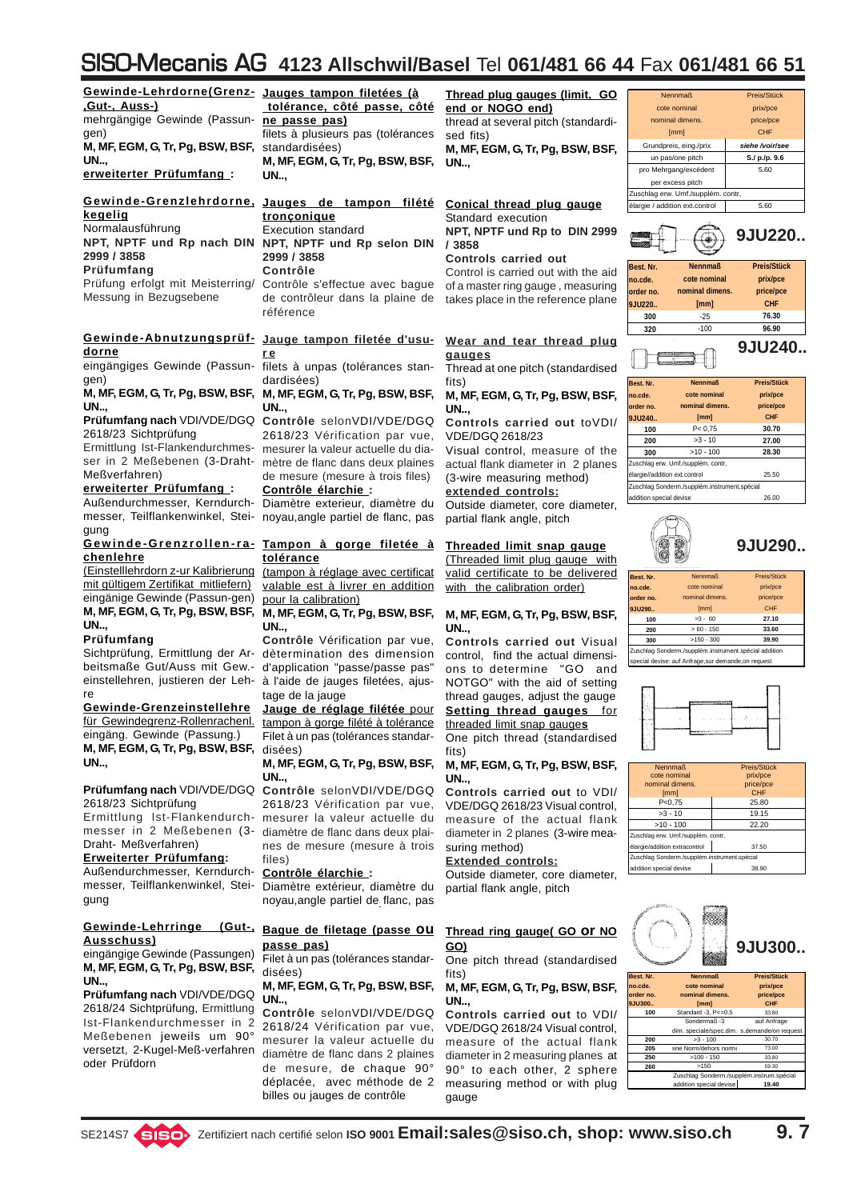# SISO-Mecanis AG 4123 Allschwil/Basel Tel 061/481 66 44 Fax 061/481 66 51

**Gewinde-Lehrdorne(Grenz-,Gut-, Auss-)**
mehrgängige Gewinde (Passungen)
**M, MF, EGM, G, Tr, Pg, BSW, BSF, UN..,**
**erweiterter Prüfumfang :**

**Jauges tampon filetées (à tolérance, côté passe, côté ne passe pas)**
filets à plusieurs pas (tolérances standardisées)
**M, MF, EGM, G, Tr, Pg, BSW, BSF, UN..,**

**Thread plug gauges (limit, GO end or NOGO end)**
thread at several pitch (standardised fits)
**M, MF, EGM, G, Tr, Pg, BSW, BSF, UN..,**

| Nennmaß cote nominal nominal dimens. [mm] | Preis/Stück prix/pce price/pce CHF |
|---|---|
| Grundpreis, eing./prix | *siehe /voir/see* |
| un pas/one pitch | **S./ p./p. 9.6** |
| pro Mehrgang/excédent per excess pitch | 5.60 |
| Zuschlag erw. Umf./supplém. contr, élargie / addition ext.control | 5.60 |

**Gewinde-Grenzlehrdorne, kegelig**
Normalausführung
**NPT, NPTF und Rp nach DIN 2999 / 3858**
**Prüfumfang**
Prüfung erfolgt mit Meisterring/ Messung in Bezugsebene

**Jauges de tampon fileté tronçonique**
Execution standard
**NPT, NPTF und Rp selon DIN 2999 / 3858**
**Contrôle**
Contrôle s'effectue avec bague de contrôleur dans la plaine de référence

**Conical thread plug gauge**
Standard execution
**NPT, NPTF und Rp to DIN 2999 / 3858**
**Controls carried out**
Control is carried out with the aid of a master ring gauge , measuring takes place in the reference plane

**9JU220..**

| Best. Nr. no.cde. order no. 9JU220.. | Nennmaß cote nominal nominal dimens. [mm] | Preis/Stück prix/pce price/pce CHF |
|---|---|---|
| 300 | -25 | 76.30 |
| 320 | -100 | 96.90 |

**Gewinde-Abnutzungsprüfdorne**
eingängiges Gewinde (Passungen)
**M, MF, EGM, G, Tr, Pg, BSW, BSF, UN..,**
**Prüfumfang nach** VDI/VDE/DGQ 2618/23 Sichtprüfung
Ermittlung Ist-Flankendurchmesser in 2 Meßebenen (3-Draht-Meßverfahren)
**erweiterter Prüfumfang :**
Außendurchmesser, Kerndurchmesser, Teilflankenwinkel, Steigung

**Jauge tampon filetée d'usure**
filets à unpas (tolérances standardisées)
**M, MF, EGM, G, Tr, Pg, BSW, BSF, UN..,**
**Contrôle** selonVDI/VDE/DGQ 2618/23 Vérification par vue, mesurer la valeur actuelle du diamètre de flanc dans deux plaines de mesure (mesure à trois files)
**Contrôle élarchie :**
Diamètre exterieur, diamètre du noyau,angle partiel de flanc, pas

**Wear and tear thread plug gauges**
Thread at one pitch (standardised fits)
**M, MF, EGM, G, Tr, Pg, BSW, BSF, UN..,**
**Controls carried out** toVDI/ VDE/DGQ 2618/23
Visual control, measure of the actual flank diameter in 2 planes (3-wire measuring method)
**extended controls:**
Outside diameter, core diameter, partial flank angle, pitch

**9JU240..**

| Best. Nr. no.cde. order no. 9JU240.. | Nennmaß cote nominal nominal dimens. [mm] | Preis/Stück prix/pce price/pce CHF |
|---|---|---|
| 100 | P< 0,75 | 30.70 |
| 200 | >3 - 10 | 27.00 |
| 300 | >10 - 100 | 28.30 |
| Zuschlag erw. Umf./supplém. contr, élargie/addition ext.control | | 25.50 |
| Zuschlag Sonderm./supplém.instrument.spécial addition special devise | | 26.00 |

**Gewinde-Grenzrollen-rachenlehre**
(Einstelllehrdorn z-ur Kalibrierung mit gültigem Zertifikat mitliefern)
eingänige Gewinde (Passun-gen)
**M, MF, EGM, G, Tr, Pg, BSW, BSF, UN..,**
**Prüfumfang**
Sichtprüfung, Ermittlung der Arbeitsmaße Gut/Auss mit Gew.-einstellehren, justieren der Lehre

**Tampon à gorge filetée à tolérance**
(tampon à réglage avec certificat valable est à livrer en addition pour la calibration)
**M, MF, EGM, G, Tr, Pg, BSW, BSF, UN..,**
**Contrôle** Vérification par vue, dètermination des dimension d'application "passe/passe pas" à l'aide de jauges filetées, ajustage de la jauge

**Threaded limit snap gauge**
(Threaded limit plug gauge with valid certificate to be delivered with the calibration order)
**M, MF, EGM, G, Tr, Pg, BSW, BSF, UN..,**
**Controls carried out** Visual control, find the actual dimensions to determine "GO and NOTGO" with the aid of setting thread gauges, adjust the gauge

**9JU290..**

| Best. Nr. no.cde. order no. 9JU290.. | Nennmaß cote nominal nominal dimens. [mm] | Preis/Stück prix/pce price/pce CHF |
|---|---|---|
| 100 | >3 - 60 | 27.10 |
| 200 | > 60 - 150 | 33.60 |
| 300 | >150 - 300 | 39.90 |
| Zuschlag Sonderm./supplém.instrument.spécial addition special devise: auf Anfrage,sur demande,on request | | |

**Gewinde-Grenzeinstellehre** für Gewindegrenz-Rollenrachenl.
eingäng. Gewinde (Passung.)
**M, MF, EGM, G, Tr, Pg, BSW, BSF, UN..,**

**Prüfumfang nach** VDI/VDE/DGQ 2618/23 Sichtprüfung
Ermittlung Ist-Flankendurchmesser in 2 Meßebenen (3-Draht- Meßverfahren)
**Erweiterter Prüfumfang:**
Außendurchmesser, Kerndurchmesser, Teilflankenwinkel, Steigung

**Jauge de réglage filetée** pour tampon à gorge fileté à tolérance
Filet à un pas (tolérances standardisées)
**M, MF, EGM, G, Tr, Pg, BSW, BSF, UN..,**
**Contrôle** selonVDI/VDE/DGQ 2618/23 Vérification par vue, mesurer la valeur actuelle du diamètre de flanc dans deux plaines de mesure (mesure à trois files)
**Contrôle élarchie :**
Diamètre extérieur, diamètre du noyau,angle partiel de flanc, pas

**Setting thread gauges** for threaded limit snap gauges
One pitch thread (standardised fits)
**M, MF, EGM, G, Tr, Pg, BSW, BSF, UN..,**
**Controls carried out** to VDI/ VDE/DGQ 2618/23 Visual control, measure of the actual flank diameter in 2 planes (3-wire measuring method)
**Extended controls:**
Outside diameter, core diameter, partial flank angle, pitch

| Nennmaß cote nominal nominal dimens. [mm] | Preis/Stück prix/pce price/pce CHF |
|---|---|
| P<0,75 | 25.80 |
| >3 - 10 | 19.15 |
| >10 - 100 | 22.20 |
| Zuschlag erw. Umf./supplém. contr, élargie/addition extracontrol | 37.50 |
| Zuschlag Sonderm./supplém.instrument.spécial addition special devise | 38.90 |

**Gewinde-Lehrringe (Gut-, Ausschuss)**
eingängige Gewinde (Passungen)
**M, MF, EGM, G, Tr, Pg, BSW, BSF, UN..,**
**Prüfumfang nach** VDI/VDE/DGQ 2618/24 Sichtprüfung, Ermittlung Ist-Flankendurchmesser in 2 Meßebenen jeweils um 90° versetzt, 2-Kugel-Meß-verfahren oder Prüfdorn

**Bague de filetage (passe ou passe pas)**
Filet à un pas (tolérances standardisées)
**M, MF, EGM, G, Tr, Pg, BSW, BSF, UN..,**
**Contrôle** selonVDI/VDE/DGQ 2618/24 Vérification par vue, mesurer la valeur actuelle du diamètre de flanc dans 2 plaines de mesure, de chaque 90° déplacée, avec méthode de 2 billes ou jauges de contrôle

**Thread ring gauge( GO or NO GO)**
One pitch thread (standardised fits)
**M, MF, EGM, G, Tr, Pg, BSW, BSF, UN..,**
**Controls carried out** to VDI/ VDE/DGQ 2618/24 Visual control, measure of the actual flank diameter in 2 measuring planes at 90° to each other, 2 sphere measuring method or with plug gauge

**9JU300..**

| Best. Nr. no.cde. order no. 9JU300.. | Nennmaß cote nominal nominal dimens. [mm] | Preis/Stück prix/pce price/pce CHF |
|---|---|---|
| 100 | Standard -3, P<=0.5 | 33.80 |
| | Sondermaß -3 dim. speciale/spec.dim. | auf Anfrage s.demande/on request |
| 200 | >3 - 100 | 30.70 |
| 205 | eine Norm/dehors norm | 73.00 |
| 250 | >100 - 150 | 33.80 |
| 260 | >150 | 59.30 |
| | Zuschlag Sonderm./supplém.instrum.spécial addition special devise | 19.40 |

SE214S7 SISO Zertifiziert nach certifié selon **ISO 9001** **Email:sales@siso.ch, shop: www.siso.ch**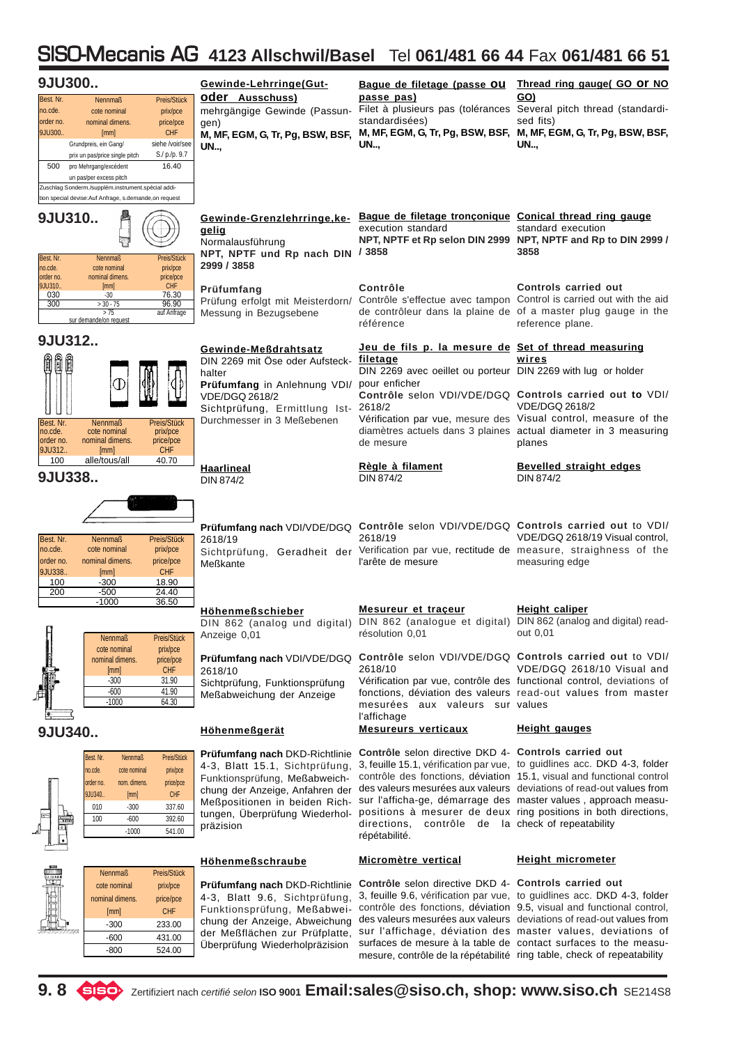# SISO-Mecanis AG 4123 Allschwil/Basel Tel 061/481 66 44 Fax 061/481 66 51

## 9JU300..

| Best. Nr. no.cde. order no. 9JU300.. | Nennmaß cote nominal nominal dimens. [mm] | Preis/Stück prix/pce price/pce CHF |
|---|---|---|
| | Grundpreis, ein Gang/ prix un pas/price single pitch | siehe /voir/see S./ p./p. 9.7 |
| 500 | pro Mehrgang/excédent un pas/per excess pitch | 16.40 |

Zuschlag Sonderm./supplém.instrument spécial addition special devise:Auf Anfrage, s.demande,on request

**Gewinde-Lehrringe(Gut- oder Ausschuss)**
mehrgängige Gewinde (Passungen)
**M, MF, EGM, G, Tr, Pg, BSW, BSF, UN..,**

**Bague de filetage (passe ou passe pas)**
Filet à plusieurs pas (tolérances standardisées)
**M, MF, EGM, G, Tr, Pg, BSW, BSF, UN..,**

**Thread ring gauge( GO or NO GO)**
Several pitch thread (standardised fits)
**M, MF, EGM, G, Tr, Pg, BSW, BSF, UN..,**

## 9JU310..

| Best. Nr. no.cde. order no. 9JU310.. | Nennmaß cote nominal nominal dimens. [mm] | Preis/Stück prix/pce price/pce CHF |
|---|---|---|
| 030 | -30 | 76.30 |
| 300 | > 30 - 75 | 96.90 |
| | > 75 sur demande/on request | auf Anfrage |

**Gewinde-Grenzlehrringe,kegelig**
Normalausführung
**NPT, NPTF und Rp nach DIN 2999 / 3858**

**Prüfumfang**
Prüfung erfolgt mit Meisterdorn/ Messung in Bezugsebene

**Bague de filetage tronçonique**
execution standard
**NPT, NPTF et Rp selon DIN 2999 / 3858**

**Contrôle**
Contrôle s'effectue avec tampon de contrôleur dans la plaine de référence

**Conical thread ring gauge**
standard execution
**NPT, NPTF and Rp to DIN 2999 / 3858**

**Controls carried out**
Control is carried out with the aid of a master plug gauge in the reference plane.

## 9JU312..

| Best. Nr. no.cde. order no. 9JU312.. | Nennmaß cote nominal nominal dimens. [mm] | Preis/Stück prix/pce price/pce CHF |
|---|---|---|
| 100 | alle/tous/all | 40.70 |

**Gewinde-Meßdrahtsatz**
DIN 2269 mit Öse oder Aufsteckhalter
**Prüfumfang** in Anlehnung VDI/ VDE/DGQ 2618/2
Sichtprüfung, Ermittlung Ist-Durchmesser in 3 Meßebenen

**Jeu de fils p. la mesure de filetage**
DIN 2269 avec oeillet ou porteur pour enficher
**Contrôle** selon VDI/VDE/DGQ 2618/2
Vérification par vue, mesure des diamètres actuels dans 3 plaines de mesure

**Set of thread measuring wires**
DIN 2269 with lug or holder
**Controls carried out to** VDI/ VDE/DGQ 2618/2
Visual control, measure of the actual diameter in 3 measuring planes

## 9JU338..

| Best. Nr. no.cde. order no. 9JU338.. | Nennmaß cote nominal nominal dimens. [mm] | Preis/Stück prix/pce price/pce CHF |
|---|---|---|
| 100 | -300 | 18.90 |
| 200 | -500 | 24.40 |
| | -1000 | 36.50 |

**Haarlineal**
DIN 874/2

**Prüfumfang nach** VDI/VDE/DGQ 2618/19
Sichtprüfung, Geradheit der Meßkante

**Règle à filament**
DIN 874/2

**Contrôle** selon VDI/VDE/DGQ 2618/19
Verification par vue, rectitude de l'arête de mesure

**Bevelled straight edges**
DIN 874/2

**Controls carried out** to VDI/ VDE/DGQ 2618/19 Visual control, measure, straighness of the measuring edge

| Nennmaß cote nominal nominal dimens. [mm] | Preis/Stück prix/pce price/pce CHF |
|---|---|
| -300 | 31.90 |
| -600 | 41.90 |
| -1000 | 64.30 |

**Höhenmeßschieber**
DIN 862 (analog und digital) Anzeige 0,01

**Prüfumfang nach** VDI/VDE/DGQ 2618/10
Sichtprüfung, Funktionsprüfung Meßabweichung der Anzeige

**Mesureur et traçeur**
DIN 862 (analogue et digital) résolution 0,01

**Contrôle** selon VDI/VDE/DGQ 2618/10
Vérification par vue, contrôle des fonctions, déviation des valeurs mesurées aux valeurs sur l'affichage

**Height caliper**
DIN 862 (analog and digital) read-out 0,01

**Controls carried out** to VDI/ VDE/DGQ 2618/10 Visual and functional control, deviations of read-out values from master values

## 9JU340..

| Best. Nr. no.cde. order no. 9JU340.. | Nennmaß cote nominal nom. dimens. [mm] | Preis/Stück prix/pce price/pce CHF |
|---|---|---|
| 010 | -300 | 337.60 |
| 100 | -600 | 392.60 |
| | -1000 | 541.00 |

**Höhenmeßgerät**
**Prüfumfang nach** DKD-Richtlinie 4-3, Blatt 15.1, Sichtprüfung, Funktionsprüfung, Meßabweichung der Anzeige, Anfahren der Meßpositionen in beiden Richtungen, Überprüfung Wiederholpräzision

**Mesureurs verticaux**
**Contrôle** selon directive DKD 4-3, feuille 15.1, vérification par vue, contrôle des fonctions, déviation des valeurs mesurées aux valeurs sur l'afficha-ge, démarrage des positions à mesurer de deux directions, contrôle de la répétabilité.

**Height gauges**
**Controls carried out** to guidlines acc. DKD 4-3, folder 15.1, visual and functional control deviations of read-out values from master values, approach measuring positions in both directions, check of repeatability

| Nennmaß cote nominal nominal dimens. [mm] | Preis/Stück prix/pce price/pce CHF |
|---|---|
| -300 | 233.00 |
| -600 | 431.00 |
| -800 | 524.00 |

**Höhenmeßschraube**
**Prüfumfang nach** DKD-Richtlinie 4-3, Blatt 9.6, Sichtprüfung, Funktionsprüfung, Meßabweichung der Anzeige, Abweichung der Meßflächen zur Prüfplatte, Überprüfung Wiederholpräzision

**Micromètre vertical**
**Contrôle** selon directive DKD 4-3, feuille 9.6, vérification par vue, contrôle des fonctions, déviation des valeurs mesurées aux valeurs sur l'affichage, déviation des surfaces de mesure à la table de mesure, contrôle de la répétabilité

**Height micrometer**
**Controls carried out** to guidlines acc. DKD 4-3, folder 9.5, visual and functional control, deviations of read-out values from master values, deviations of contact surfaces to the measuring table, check of repeatability

Zertifiziert nach *certifié selon* **ISO 9001** **Email:sales@siso.ch, shop: www.siso.ch** SE214S8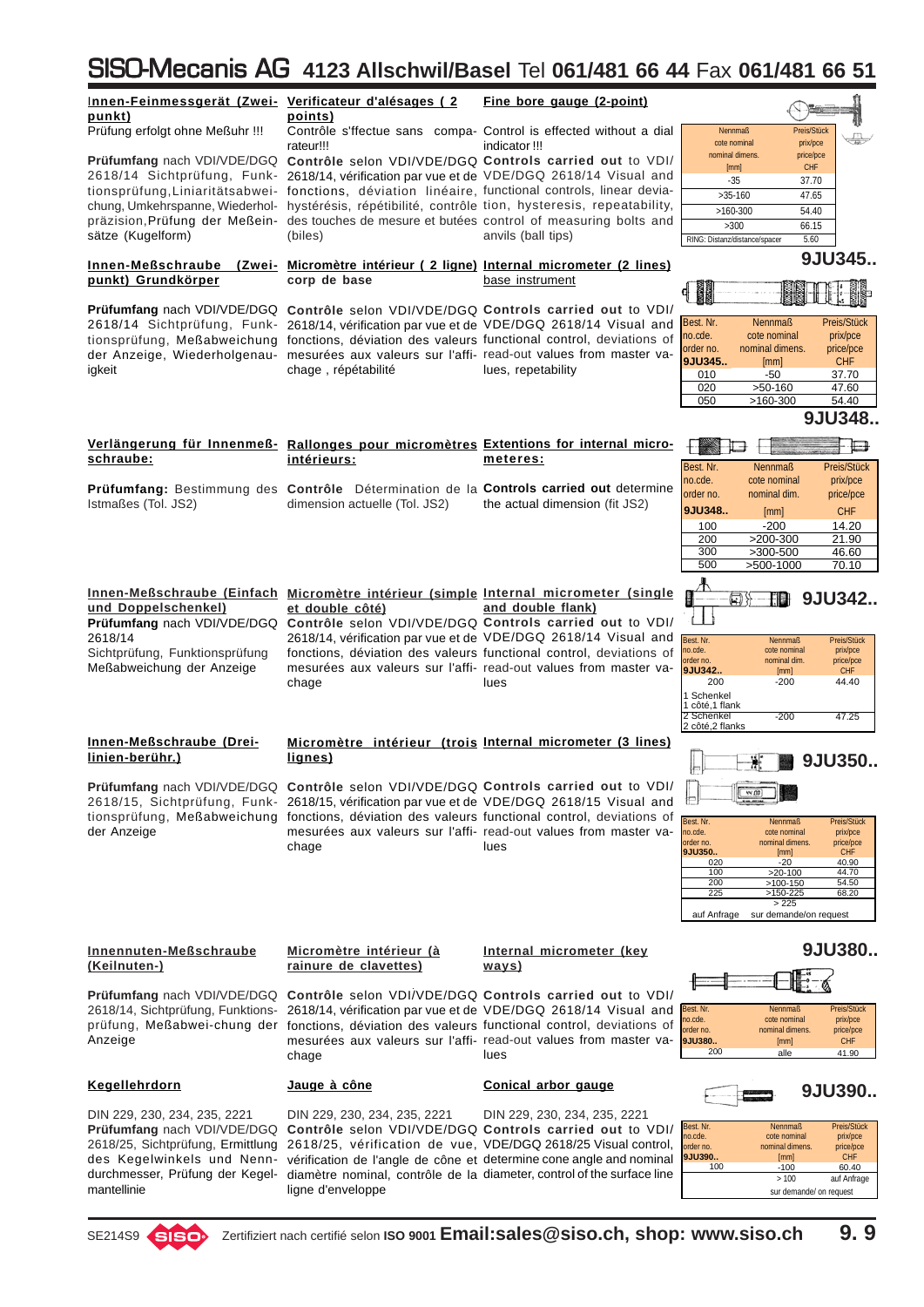# SISO-Mecanis AG 4123 Allschwil/Basel Tel 061/481 66 44 Fax 061/481 66 51

## Innen-Feinmessgerät (Zwei-punkt) / Verificateur d'alésages ( 2 points) / Fine bore gauge (2-point)

Prüfung erfolgt ohne Meßuhr !!!

Contrôle s'ffectue sans compa-rateur!!!

Control is effected without a dial indicator !!!

**Prüfumfang** nach VDI/VDE/DGQ 2618/14 Sichtprüfung, Funktionsprüfung, Liniaritätsabweichung, Umkehrspanne, Wiederholpräzision, Prüfung der Meßeinsätze (Kugelform)

**Contrôle selon** VDI/VDE/DGQ 2618/14, vérification par vue et de fonctions, déviation linéaire, hystérésis, répétibilité, contrôle des touches de mesure et butées (biles)

**Controls carried out** to VDI/VDE/DGQ 2618/14 Visual and functional controls, linear deviation, hysteresis, repeatability, control of measuring bolts and anvils (ball tips)

| Nennmaß cote nominal nominal dimens. [mm] | Preis/Stück prix/pce price/pce CHF |
|---|---|
| -35 | 37.70 |
| >35-160 | 47.65 |
| >160-300 | 54.40 |
| >300 | 66.15 |
| RING: Distanz/distance/spacer | 5.60 |

## 9JU345..

## Innen-Meßschraube (Zwei-punkt) Grundkörper / Micromètre intérieur ( 2 ligne) corp de base / Internal micrometer (2 lines) base instrument

**Prüfumfang** nach VDI/VDE/DGQ 2618/14 Sichtprüfung, Funktionsprüfung, Meßabweichung der Anzeige, Wiederholgenauigkeit

**Contrôle selon** VDI/VDE/DGQ 2618/14, vérification par vue et de fonctions, déviation des valeurs mesurées aux valeurs sur l'affichage , répétabilité

**Controls carried out** to VDI/VDE/DGQ 2618/14 Visual and functional control, deviations of read-out values from master values, repeatability

| Best. Nr. no.cde. order no. 9JU345.. | Nennmaß cote nominal nominal dimens. [mm] | Preis/Stück prix/pce price/pce CHF |
|---|---|---|
| 010 | -50 | 37.70 |
| 020 | >50-160 | 47.60 |
| 050 | >160-300 | 54.40 |

## 9JU348..

## Verlängerung für Innenmeß-schraube: / Rallonges pour micromètres intérieurs: / Extentions for internal micrometeres:

**Prüfumfang:** Bestimmung des Istmaßes (Tol. JS2)

**Contrôle** Détermination de la dimension actuelle (Tol. JS2)

**Controls carried out** determine the actual dimension (fit JS2)

| Best. Nr. no.cde. order no. 9JU348.. | Nennmaß cote nominal nominal dim. [mm] | Preis/Stück prix/pce price/pce CHF |
|---|---|---|
| 100 | -200 | 14.20 |
| 200 | >200-300 | 21.90 |
| 300 | >300-500 | 46.60 |
| 500 | >500-1000 | 70.10 |

## 9JU342..

## Innen-Meßschraube (Einfach und Doppelschenkel) / Micromètre intérieur (simple et double côté) / Internal micrometer (single and double flank)

**Prüfumfang** nach VDI/VDE/DGQ 2618/14 Sichtprüfung, Funktionsprüfung Meßabweichung der Anzeige

**Contrôle selon** VDI/VDE/DGQ 2618/14, vérification par vue et de fonctions, déviation des valeurs mesurées aux valeurs sur l'affichage

**Controls carried out** to VDI/VDE/DGQ 2618/14 Visual and functional control, deviations of read-out values from master values

| Best. Nr. no.cde. order no. 9JU342.. | Nennmaß cote nominal nominal dim. [mm] | Preis/Stück prix/pce price/pce CHF |
|---|---|---|
| 200 | -200 | 44.40 |
| 1 Schenkel 1 côté,1 flank | | |
| 2 Schenkel 2 côté,2 flanks | -200 | 47.25 |

## 9JU350..

## Innen-Meßschraube (Drei-linien-berühr.) / Micromètre intérieur (trois lignes) / Internal micrometer (3 lines)

**Prüfumfang** nach VDI/VDE/DGQ 2618/15, Sichtprüfung, Funktionsprüfung, Meßabweichung der Anzeige

**Contrôle selon** VDI/VDE/DGQ 2618/15, vérification par vue et de fonctions, déviation des valeurs mesurées aux valeurs sur l'affichage

**Controls carried out** to VDI/VDE/DGQ 2618/15 Visual and functional control, deviations of read-out values from master values

| Best. Nr. no.cde. order no. 9JU350.. | Nennmaß cote nominal nominal dimens. [mm] | Preis/Stück prix/pce price/pce CHF |
|---|---|---|
| 020 | -20 | 40.90 |
| 100 | >20-100 | 44.70 |
| 200 | >100-150 | 54.50 |
| 225 | >150-225 | 68.20 |
| | > 225 | |
| auf Anfrage | sur demande/on request | |

## 9JU380..

## Innennuten-Meßschraube (Keilnuten-) / Micromètre intérieur (à rainure de clavettes) / Internal micrometer (key ways)

**Prüfumfang** nach VDI/VDE/DGQ 2618/14, Sichtprüfung, Funktionsprüfung, Meßabwei-chung der Anzeige

**Contrôle selon** VDI/VDE/DGQ 2618/14, vérification par vue et de fonctions, déviation des valeurs mesurées aux valeurs sur l'affichage

**Controls carried out** to VDI/VDE/DGQ 2618/14 Visual and functional control, deviations of read-out values from master values

| Best. Nr. no.cde. order no. 9JU380.. | Nennmaß cote nominal nominal dimens. [mm] | Preis/Stück prix/pce price/pce CHF |
|---|---|---|
| 200 | alle | 41.90 |

## 9JU390..

## Kegellehrdorn / Jauge à cône / Conical arbor gauge

DIN 229, 230, 234, 235, 2221

**Prüfumfang** nach VDI/VDE/DGQ 2618/25, Sichtprüfung, Ermittlung des Kegelwinkels und Nenndurchmesser, Prüfung der Kegelmantellinie

**Contrôle selon** VDI/VDE/DGQ 2618/25, vérification de vue, vérification de l'angle de cône et diamètre nominal, contrôle de la ligne d'enveloppe

**Controls carried out** to VDI/VDE/DGQ 2618/25 Visual control, determine cone angle and nominal diameter, control of the surface line

| Best. Nr. no.cde. order no. 9JU390.. | Nennmaß cote nominal nominal dimens. [mm] | Preis/Stück prix/pce price/pce CHF |
|---|---|---|
| 100 | -100 | 60.40 |
| | > 100 | auf Anfrage |
| | sur demande/ on request | |

SE214S9 Zertifiziert nach certifié selon **ISO 9001** **Email:sales@siso.ch, shop: www.siso.ch**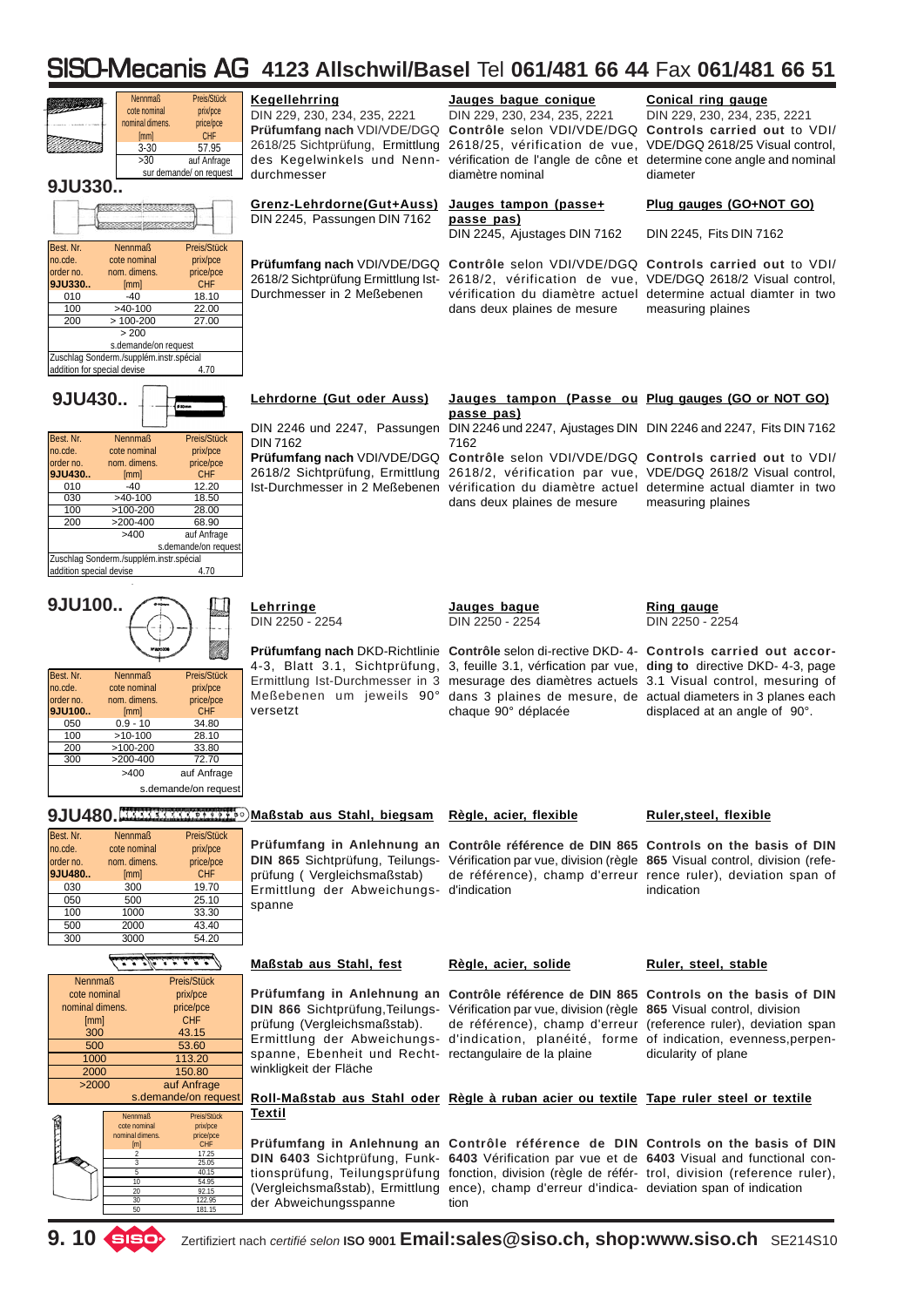# SISO-Mecanis AG 4123 Allschwil/Basel Tel 061/481 66 44 Fax 061/481 66 51

| Nennmaß cote nominal nominal dimens. [mm] | Preis/Stück prix/pce price/pce CHF |
|---|---|
| 3-30 | 57.95 |
| >30 | auf Anfrage sur demande/ on request |

**Kegellehrring**
DIN 229, 230, 234, 235, 2221
**Prüfumfang nach** VDI/VDE/DGQ 2618/25 Sichtprüfung, Ermittlung des Kegelwinkels und Nenndurchmesser

**Jauges bague conique**
DIN 229, 230, 234, 235, 2221
**Contrôle** selon VDI/VDE/DGQ 2618/25, vérification de vue, vérification de l'angle de cône et diamètre nominal

**Conical ring gauge**
DIN 229, 230, 234, 235, 2221
**Controls carried out** to VDI/VDE/DGQ 2618/25 Visual control, determine cone angle and nominal diameter

## 9JU330..

| Best. Nr. no.cde. order no. 9JU330.. | Nennmaß cote nominal nom. dimens. [mm] | Preis/Stück prix/pce price/pce CHF |
|---|---|---|
| 010 | -40 | 18.10 |
| 100 | >40-100 | 22.00 |
| 200 | > 100-200 | 27.00 |
| | > 200 s.demande/on request | |
| Zuschlag Sonderm./supplém.instr.spécial addition for special devise | | 4.70 |

**Grenz-Lehrdorne(Gut+Auss)**
DIN 2245, Passungen DIN 7162
**Prüfumfang nach** VDI/VDE/DGQ 2618/2 Sichtprüfung Ermittlung Ist-Durchmesser in 2 Meßebenen

**Jauges tampon (passe+ passe pas)**
DIN 2245, Ajustages DIN 7162
**Contrôle** selon VDI/VDE/DGQ 2618/2, vérification de vue, vérification du diamètre actuel dans deux plaines de mesure

**Plug gauges (GO+NOT GO)**
DIN 2245, Fits DIN 7162
**Controls carried out** to VDI/VDE/DGQ 2618/2 Visual control, determine actual diamter in two measuring plaines

## 9JU430..

| Best. Nr. no.cde. order no. 9JU430.. | Nennmaß cote nominal nom. dimens. [mm] | Preis/Stück prix/pce price/pce CHF |
|---|---|---|
| 010 | -40 | 12.20 |
| 030 | >40-100 | 18.50 |
| 100 | >100-200 | 28.00 |
| 200 | >200-400 | 68.90 |
| | >400 | auf Anfrage s.demande/on request |
| Zuschlag Sonderm./supplém.instr.spécial addition special devise | | 4.70 |

**Lehrdorne (Gut oder Auss)**
DIN 2246 und 2247, Passungen DIN 7162
**Prüfumfang nach** VDI/VDE/DGQ 2618/2 Sichtprüfung, Ermittlung Ist-Durchmesser in 2 Meßebenen

**Jauges tampon (Passe ou passe pas)**
DIN 2246 und 2247, Ajustages DIN 7162
**Contrôle** selon VDI/VDE/DGQ 2618/2, vérification par vue, vérification du diamètre actuel dans deux plaines de mesure

**Plug gauges (GO or NOT GO)**
DIN 2246 and 2247, Fits DIN 7162
**Controls carried out** to VDI/VDE/DGQ 2618/2 Visual control, determine actual diamter in two measuring plaines

## 9JU100..

| Best. Nr. no.cde. order no. 9JU100.. | Nennmaß cote nominal nom. dimens. [mm] | Preis/Stück prix/pce price/pce CHF |
|---|---|---|
| 050 | 0.9 - 10 | 34.80 |
| 100 | >10-100 | 28.10 |
| 200 | >100-200 | 33.80 |
| 300 | >200-400 | 72.70 |
| | >400 | auf Anfrage s.demande/on request |

**Lehrringe**
DIN 2250 - 2254
**Prüfumfang nach** DKD-Richtlinie 4-3, Blatt 3.1, Sichtprüfung, Ermittlung Ist-Durchmesser in 3 Meßebenen um jeweils 90° versetzt

**Jauges bague**
DIN 2250 - 2254
**Contrôle** selon di-rective DKD- 4-3, feuille 3.1, vérfication par vue, mesurage des diamètres actuels dans 3 plaines de mesure, de chaque 90° déplacée

**Ring gauge**
DIN 2250 - 2254
**Controls carried out according to** directive DKD- 4-3, page 3.1 Visual control, mesuring of actual diameters in 3 planes each displaced at an angle of 90°.

## 9JU480..

| Best. Nr. no.cde. order no. 9JU480.. | Nennmaß cote nominal nom. dimens. [mm] | Preis/Stück prix/pce price/pce CHF |
|---|---|---|
| 030 | 300 | 19.70 |
| 050 | 500 | 25.10 |
| 100 | 1000 | 33.30 |
| 500 | 2000 | 43.40 |
| 300 | 3000 | 54.20 |

**Maßstab aus Stahl, biegsam**
**Prüfumfang in Anlehnung an DIN 865** Sichtprüfung, Teilungsprüfung ( Vergleichsmaßstab) Ermittlung der Abweichungsspanne

**Règle, acier, flexible**
**Contrôle référence de DIN 865** Vérification par vue, division (règle de référence), champ d'erreur d'indication

**Ruler,steel, flexible**
**Controls on the basis of DIN 865** Visual control, division (reference ruler), deviation span of indication

| Nennmaß cote nominal nominal dimens. [mm] | Preis/Stück prix/pce price/pce CHF |
|---|---|
| 300 | 43.15 |
| 500 | 53.60 |
| 1000 | 113.20 |
| 2000 | 150.80 |
| >2000 | auf Anfrage s.demande/on request |

**Maßstab aus Stahl, fest**
**Prüfumfang in Anlehnung an DIN 866** Sichtprüfung,Teilungsprüfung (Vergleichsmaßstab). Ermittlung der Abweichungsspanne, Ebenheit und Rechtwinkligkeit der Fläche

**Règle, acier, solide**
**Contrôle référence de DIN 865** Vérification par vue, division (règle de référence), champ d'erreur d'indication, planéité, forme rectangulaire de la plaine

**Ruler, steel, stable**
**Controls on the basis of DIN 865** Visual control, division (reference ruler), deviation span of indication, evenness,perpendicularity of plane

| Nennmaß cote nominal nominal dimens. [m] | Preis/Stück prix/pce price/pce CHF |
|---|---|
| 2 | 17.25 |
| 3 | 25.05 |
| 5 | 40.15 |
| 10 | 54.95 |
| 20 | 92.15 |
| 30 | 122.95 |
| 50 | 181.15 |

**Roll-Maßstab aus Stahl oder Textil**
**Prüfumfang in Anlehnung an DIN 6403** Sichtprüfung, Funktionsprüfung, Teilungsprüfung (Vergleichsmaßstab), Ermittlung der Abweichungsspanne

**Règle à ruban acier ou textile**
**Contrôle référence de DIN 6403** Vérification par vue et de fonction, division (règle de référence), champ d'erreur d'indication

**Tape ruler steel or textile**
**Controls on the basis of DIN 6403** Visual and functional control, division (reference ruler), deviation span of indication

Zertifiziert nach *certifié selon* **ISO 9001** **Email:sales@siso.ch, shop:www.siso.ch** SE214S10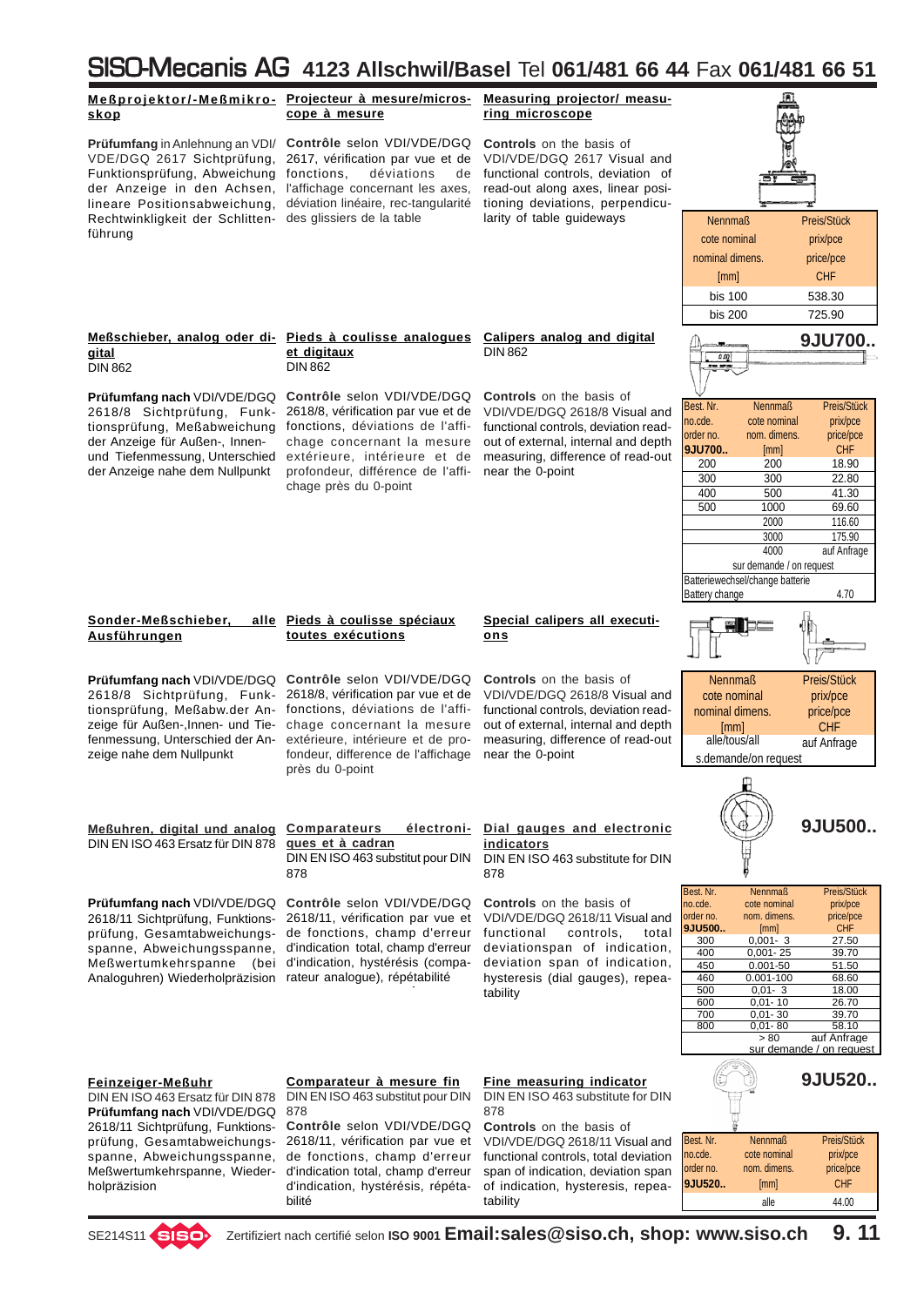# SISO-Mecanis AG 4123 Allschwil/Basel Tel 061/481 66 44 Fax 061/481 66 51

## Meßprojektor/-Meßmikroskop

**Prüfumfang** in Anlehnung an VDI/VDE/DGQ 2617 Sichtprüfung, Funktionsprüfung, Abweichung der Anzeige in den Achsen, lineare Positionsabweichung, Rechtwinkligkeit der Schlittenführung

## Projecteur à mesure/microscope à mesure

**Contrôle** selon VDI/VDE/DGQ 2617, vérification par vue et de fonctions, déviations de l'affichage concernant les axes, déviation linéaire, rec-tangularité des glissiers de la table

## Measuring projector/ measuring microscope

**Controls** on the basis of VDI/VDE/DGQ 2617 Visual and functional controls, deviation of read-out along axes, linear positioning deviations, perpendicularity of table guideways

| Nennmaß cote nominal nominal dimens. [mm] | Preis/Stück prix/pce price/pce CHF |
|---|---|
| bis 100 | 538.30 |
| bis 200 | 725.90 |

## Meßschieber, analog oder digital
DIN 862

**Prüfumfang nach** VDI/VDE/DGQ 2618/8 Sichtprüfung, Funktionsprüfung, Meßabweichung der Anzeige für Außen-, Innen- und Tiefenmessung, Unterschied der Anzeige nahe dem Nullpunkt

## Pieds à coulisse analogues et digitaux
DIN 862

**Contrôle** selon VDI/VDE/DGQ 2618/8, vérification par vue et de fonctions, déviations de l'affichage concernant la mesure extérieure, intérieure et de profondeur, différence de l'affichage près du 0-point

## Calipers analog and digital
DIN 862

**Controls** on the basis of VDI/VDE/DGQ 2618/8 Visual and functional controls, deviation read-out of external, internal and depth measuring, difference of read-out near the 0-point

**9JU700..**

| Best. Nr. no.cde. order no. 9JU700.. | Nennmaß cote nominal nom. dimens. [mm] | Preis/Stück prix/pce price/pce CHF |
|---|---|---|
| 200 | 200 | 18.90 |
| 300 | 300 | 22.80 |
| 400 | 500 | 41.30 |
| 500 | 1000 | 69.60 |
| | 2000 | 116.60 |
| | 3000 | 175.90 |
| | 4000 | auf Anfrage |
| | sur demande / on request | |
| Batteriewechsel/change batterie Battery change | | 4.70 |

## Sonder-Meßschieber, alle Ausführungen

**Prüfumfang nach** VDI/VDE/DGQ 2618/8 Sichtprüfung, Funktionsprüfung, Meßabw.der Anzeige für Außen-,Innen- und Tiefenmessung, Unterschied der Anzeige nahe dem Nullpunkt

## Pieds à coulisse spéciaux toutes exécutions

**Contrôle** selon VDI/VDE/DGQ 2618/8, vérification par vue et de fonctions, déviations de l'affichage concernant la mesure extérieure, intérieure et de profondeur, difference de l'affichage près du 0-point

## Special calipers all executions

**Controls** on the basis of VDI/VDE/DGQ 2618/8 Visual and functional controls, deviation read-out of external, internal and depth measuring, difference of read-out near the 0-point

| Nennmaß cote nominal nominal dimens. [mm] | Preis/Stück prix/pce price/pce CHF |
|---|---|
| alle/tous/all | auf Anfrage |
| s.demande/on request | |

## Meßuhren, digital und analog
DIN EN ISO 463 Ersatz für DIN 878

**Prüfumfang nach** VDI/VDE/DGQ 2618/11 Sichtprüfung, Funktionsprüfung, Gesamtabweichungsspanne, Abweichungsspanne, Meßwertumkehrspanne (bei Analoguhren) Wiederholpräzision

## Comparateurs électroniques et à cadran
DIN EN ISO 463 substitut pour DIN 878

**Contrôle** selon VDI/VDE/DGQ 2618/11, vérification par vue et de fonctions, champ d'erreur d'indication total, champ d'erreur d'indication, hystérésis (comparateur analogue), répétabilité

## Dial gauges and electronic indicators
DIN EN ISO 463 substitute for DIN 878

**Controls** on the basis of VDI/VDE/DGQ 2618/11 Visual and functional controls, total deviationspan of indication, deviation span of indication, hysteresis (dial gauges), repeatability

**9JU500..**

| Best. Nr. no.cde. order no. 9JU500.. | Nennmaß cote nominal nom. dimens. [mm] | Preis/Stück prix/pce price/pce CHF |
|---|---|---|
| 300 | 0,001- 3 | 27.50 |
| 400 | 0,001- 25 | 39.70 |
| 450 | 0.001-50 | 51.50 |
| 460 | 0.001-100 | 68.60 |
| 500 | 0,01- 3 | 18.00 |
| 600 | 0,01- 10 | 26.70 |
| 700 | 0,01- 30 | 39.70 |
| 800 | 0,01- 80 | 58.10 |
| | > 80 | auf Anfrage |
| | sur demande / on request | |

## Feinzeiger-Meßuhr
DIN EN ISO 463 Ersatz für DIN 878

**Prüfumfang nach** VDI/VDE/DGQ 2618/11 Sichtprüfung, Funktionsprüfung, Gesamtabweichungsspanne, Abweichungsspanne, Meßwertumkehrspanne, Wiederholpräzision

## Comparateur à mesure fin
DIN EN ISO 463 substitut pour DIN 878

**Contrôle** selon VDI/VDE/DGQ 2618/11, vérification par vue et de fonctions, champ d'erreur d'indication total, champ d'erreur d'indication, hystérésis, répétabilité

## Fine measuring indicator
DIN EN ISO 463 substitute for DIN 878

**Controls** on the basis of VDI/VDE/DGQ 2618/11 Visual and functional controls, total deviation span of indication, deviation span of indication, hysteresis, repeatability

**9JU520..**

| Best. Nr. no.cde. order no. 9JU520.. | Nennmaß cote nominal nom. dimens. [mm] | Preis/Stück prix/pce price/pce CHF |
|---|---|---|
| | alle | 44.00 |

SE214S11 Zertifiziert nach certifié selon ISO 9001 **Email:sales@siso.ch, shop: www.siso.ch**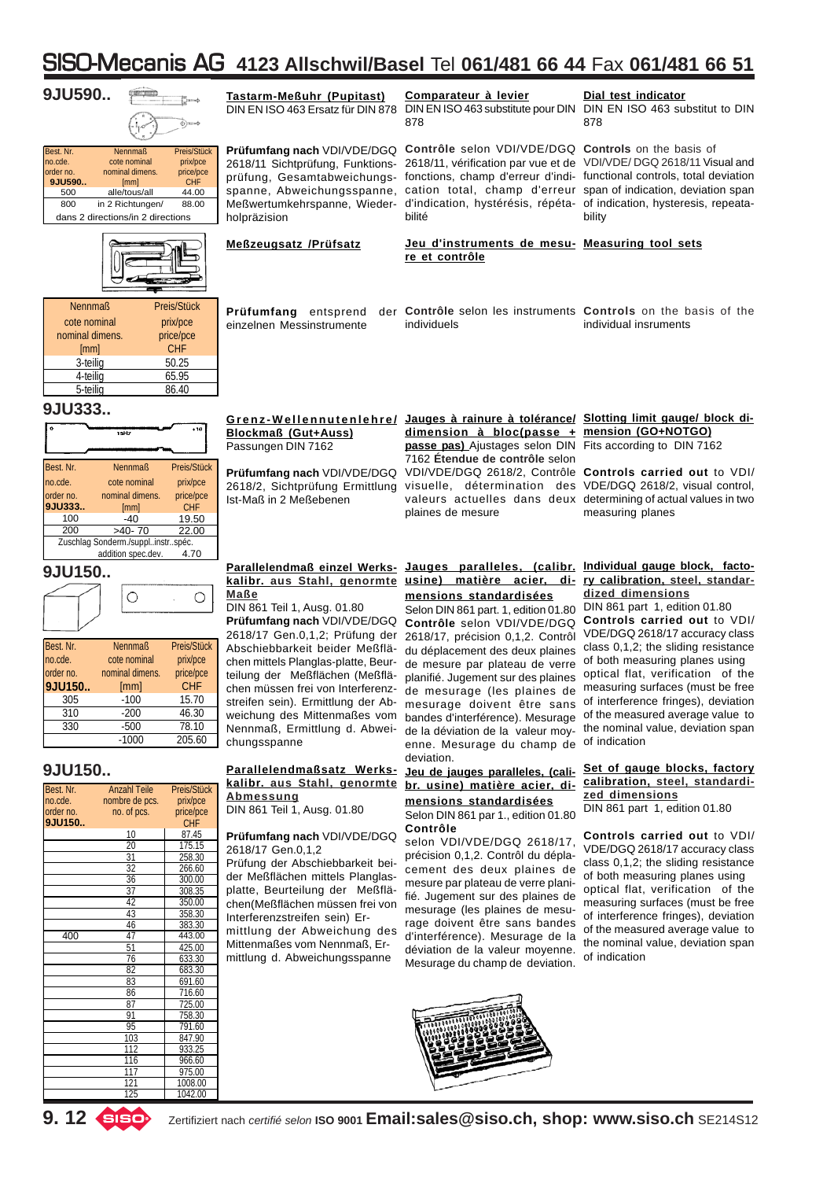## 9JU590..

| Best. Nr. no.cde. order no. 9JU590.. | Nennmaß cote nominal nominal dimens. [mm] | Preis/Stück prix/pce price/pce CHF |
|---|---|---|
| 500 | alle/tous/all | 44.00 |
| 800 | in 2 Richtungen/ | 88.00 |
| | dans 2 directions/in 2 directions | |

**Tastarm-Meßuhr (Pupitast)**
DIN EN ISO 463 Ersatz für DIN 878

**Prüfumfang nach** VDI/VDE/DGQ 2618/11 Sichtprüfung, Funktionsprüfung, Gesamtabweichungsspanne, Abweichungsspanne, Meßwertumkehrspanne, Wiederholpräzision

**Comparateur à levier**
DIN EN ISO 463 substitute pour DIN 878

**Contrôle** selon VDI/VDE/DGQ 2618/11, vérification par vue et de fonctions, champ d'erreur d'indication total, champ d'erreur d'indication, hystérésis, répétabilité

**Dial test indicator**
DIN EN ISO 463 substitut to DIN 878

**Controls** on the basis of VDI/VDE/ DGQ 2618/11 Visual and functional controls, total deviation span of indication, deviation span of indication, hysteresis, repeatability

| Nennmaß cote nominal nominal dimens. [mm] | Preis/Stück prix/pce price/pce CHF |
|---|---|
| 3-teilig | 50.25 |
| 4-teilig | 65.95 |
| 5-teilig | 86.40 |

**Meßzeugsatz /Prüfsatz**

**Prüfumfang** entsprend der einzelnen Messinstrumente

**Jeu d'instruments de mesure et contrôle**

**Contrôle** selon les instruments individuels

**Measuring tool sets**

**Controls** on the basis of the individual insruments

## 9JU333..

| Best. Nr. no.cde. order no. 9JU333.. | Nennmaß cote nominal nominal dimens. [mm] | Preis/Stück prix/pce price/pce CHF |
|---|---|---|
| 100 | -40 | 19.50 |
| 200 | >40- 70 | 22.00 |
| | Zuschlag Sonderm./suppl..instr..spéc. addition spec.dev. | 4.70 |

**Grenz-Wellennutenlehre/ Blockmaß (Gut+Auss)**
Passungen DIN 7162

**Prüfumfang nach** VDI/VDE/DGQ 2618/2, Sichtprüfung Ermittlung Ist-Maß in 2 Meßebenen

**Jauges à rainure à tolérance/ dimension à bloc(passe + passe pas)** Ajustages selon DIN 7162 **Étendue de contrôle** selon VDI/VDE/DGQ 2618/2, Contrôle visuelle, détermination des valeurs actuelles dans deux plaines de mesure

**Slotting limit gauge/ block dimension (GO+NOTGO)**
Fits according to DIN 7162

**Controls carried out** to VDI/ VDE/DGQ 2618/2, visual control, determining of actual values in two measuring planes

## 9JU150..

| Best. Nr. no.cde. order no. 9JU150.. | Nennmaß cote nominal nominal dimens. [mm] | Preis/Stück prix/pce price/pce CHF |
|---|---|---|
| 305 | -100 | 15.70 |
| 310 | -200 | 46.30 |
| 330 | -500 | 78.10 |
| | -1000 | 205.60 |

**Parallelendmaß einzel Werkskalibr. aus Stahl, genormte Maße**
DIN 861 Teil 1, Ausg. 01.80
**Prüfumfang nach** VDI/VDE/DGQ 2618/17 Gen.0,1,2; Prüfung der Abschiebbarkeit beider Meßflächen mittels Planglas-platte, Beurteilung der Meßflächen (Meßflächen müssen frei von Interferenzstreifen sein). Ermittlung der Abweichung des Mittenmaßes vom Nennmaß, Ermittlung d. Abweichungsspanne

**Jauges paralleles, (calibr. usine) matière acier, dimensions standardisées**
Selon DIN 861 part. 1, edition 01.80 **Contrôle** selon VDI/VDE/DGQ 2618/17, précision 0,1,2. Contrôl du déplacement des deux plaines de mesure par plateau de verre planifié. Jugement sur des plaines de mesurage (les plaines de mesurage doivent être sans bandes d'interférence). Mesurage de la déviation de la valeur moyenne. Mesurage du champ de deviation.

**Individual gauge block, factory calibration, steel, standardized dimensions**
DIN 861 part 1, edition 01.80
**Controls carried out** to VDI/ VDE/DGQ 2618/17 accuracy class class 0,1,2; the sliding resistance of both measuring planes using optical flat, verification of the measuring surfaces (must be free of interference fringes), deviation of the measured average value to the nominal value, deviation span of indication

## 9JU150..

| Best. Nr. no.cde. order no. 9JU150.. | Anzahl Teile nombre de pcs. no. of pcs. | Preis/Stück prix/pce price/pce CHF |
|---|---|---|
| | 10 | 87.45 |
| | 20 | 175.15 |
| | 31 | 258.30 |
| | 32 | 266.60 |
| | 36 | 300.00 |
| | 37 | 308.35 |
| | 42 | 350.00 |
| | 43 | 358.30 |
| | 46 | 383.30 |
| 400 | 47 | 443.00 |
| | 51 | 425.00 |
| | 76 | 633.30 |
| | 82 | 683.30 |
| | 83 | 691.60 |
| | 86 | 716.60 |
| | 87 | 725.00 |
| | 91 | 758.30 |
| | 95 | 791.60 |
| | 103 | 847.90 |
| | 112 | 933.25 |
| | 116 | 966.60 |
| | 117 | 975.00 |
| | 121 | 1008.00 |
| | 125 | 1042.00 |

**Parallelendmaßsatz Werkskalibr. aus Stahl, genormte Abmessung**
DIN 861 Teil 1, Ausg. 01.80

**Prüfumfang nach** VDI/VDE/DGQ 2618/17 Gen.0,1,2
Prüfung der Abschiebbarkeit beider Meßflächen mittels Planglasplatte, Beurteilung der Meßflächen(Meßflächen müssen frei von Interferenzstreifen sein) Ermittlung der Abweichung des Mittenmaßes vom Nennmaß, Ermittlung d. Abweichungsspanne

**Jeu de jauges paralleles, (calibr. usine) matière acier, dimensions standardisées**
Selon DIN 861 par 1., edition 01.80
**Contrôle**
selon VDI/VDE/DGQ 2618/17, précision 0,1,2. Contrôl du déplacement des deux plaines de mesure par plateau de verre planifié. Jugement sur des plaines de mesurage (les plaines de mesurage doivent être sans bandes d'interférence). Mesurage de la déviation de la valeur moyenne. Mesurage du champ de deviation.

**Set of gauge blocks, factory calibration, steel, standardized dimensions**
DIN 861 part 1, edition 01.80

**Controls carried out** to VDI/ VDE/DGQ 2618/17 accuracy class class 0,1,2; the sliding resistance of both measuring planes using optical flat, verification of the measuring surfaces (must be free of interference fringes), deviation of the measured average value to the nominal value, deviation span of indication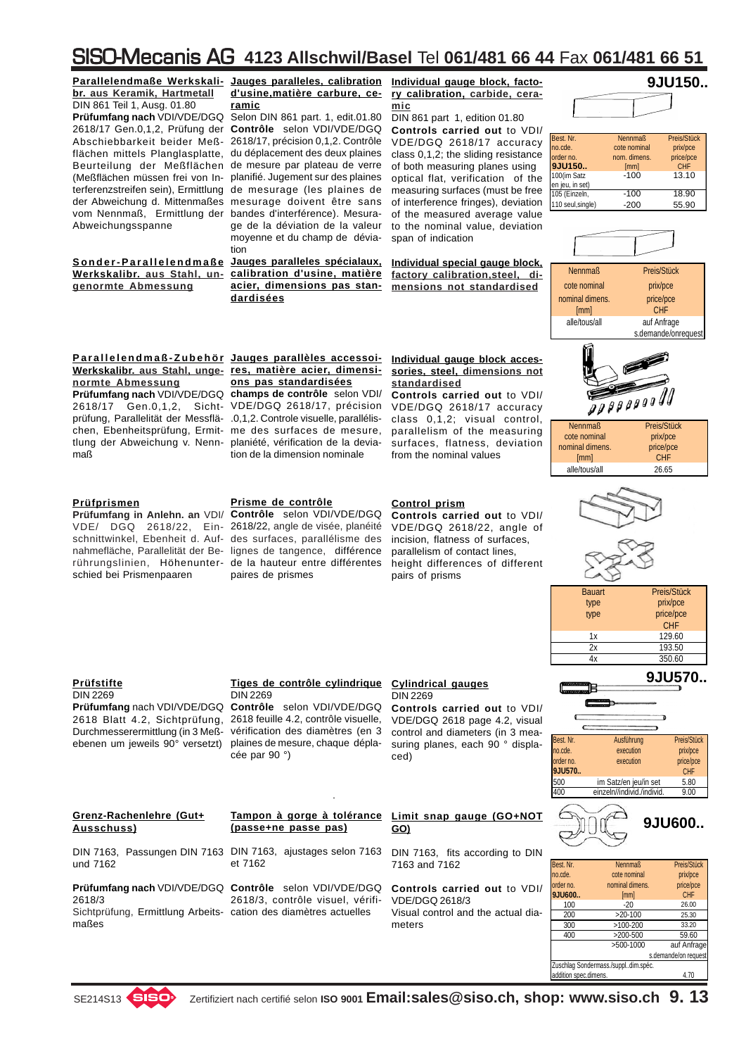# SISO-Mecanis AG 4123 Allschwil/Basel Tel 061/481 66 44 Fax 061/481 66 51

## 9JU150..

**Parallelendmaße Werkskalibr. aus Keramik, Hartmetall**
DIN 861 Teil 1, Ausg. 01.80
**Prüfumfang nach** VDI/VDE/DGQ 2618/17 Gen.0,1,2, Prüfung der Abschiebbarkeit beider Meßflächen mittels Planglasplatte, Beurteilung der Meßflächen (Meßflächen müssen frei von Interferenzstreifen sein), Ermittlung der Abweichung d. Mittenmaßes vom Nennmaß, Ermittlung der Abweichungsspanne

**Jauges paralleles, calibration d'usine,matière carbure, ceramic**
Selon DIN 861 part. 1, edit.01.80
**Contrôle** selon VDI/VDE/DGQ 2618/17, précision 0,1,2. Contrôle du déplacement des deux plaines de mesure par plateau de verre planifié. Jugement sur des plaines de mesurage (les plaines de mesurage doivent être sans bandes d'interférence). Mesurage de la déviation de la valeur moyenne et du champ de déviation

**Individual gauge block, factory calibration, carbide, ceramic**
DIN 861 part 1, edition 01.80
**Controls carried out** to VDI/VDE/DGQ 2618/17 accuracy class 0,1,2; the sliding resistance of both measuring planes using optical flat, verification of the measuring surfaces (must be free of interference fringes), deviation of the measured average value to the nominal value, deviation span of indication

| Best. Nr.<br>no.cde.<br>order no.<br>9JU150.. | Nennmaß<br>cote nominal<br>nom. dimens.<br>[mm] | Preis/Stück<br>prix/pce<br>price/pce<br>CHF |
|---|---|---|
| 100(im Satz en jeu, in set) | -100 | 13.10 |
| 105 (Einzeln, | -100 | 18.90 |
| 110 seul,single) | -200 | 55.90 |

**Sonder-Parallelendmaße Werkskalibr. aus Stahl, ungenormte Abmessung**

**Jauges paralleles spécialaux, calibration d'usine, matière acier, dimensions pas standardisées**

**Individual special gauge block, factory calibration,steel, dimensions not standardised**

| Nennmaß<br>cote nominal<br>nominal dimens.<br>[mm] | Preis/Stück<br>prix/pce<br>price/pce<br>CHF |
|---|---|
| alle/tous/all | auf Anfrage<br>s.demande/onrequest |

**Parallelendmaß-Zubehör Werkskalibr. aus Stahl, ungenormte Abmessung**
**Prüfumfang nach** VDI/VDE/DGQ 2618/17 Gen.0,1,2, Sichtprüfung, Parallelität der Messflächen, Ebenheitsprüfung, Ermittlung der Abweichung v. Nennmaß

**Jauges parallèles accessoires, matière acier, dimensions pas standardisées**
**champs de contrôle** selon VDI/VDE/DGQ 2618/17, précision .0,1,2. Controle visuelle, parallélisme des surfaces de mesure, planiété, vérification de la deviation de la dimension nominale

**Individual gauge block accessories, steel, dimensions not standardised**
**Controls carried out** to VDI/VDE/DGQ 2618/17 accuracy class 0,1,2; visual control, parallelism of the measuring surfaces, flatness, deviation from the nominal values

| Nennmaß<br>cote nominal<br>nominal dimens.<br>[mm] | Preis/Stück<br>prix/pce<br>price/pce<br>CHF |
|---|---|
| alle/tous/all | 26.65 |

**Prüfprismen**
**Prüfumfang in Anlehn. an** VDI/VDE/ DGQ 2618/22, Einschnittwinkel, Ebenheit d. Auflagefläche, Parallelität der Berührungslinien, Höhenunterschied bei Prismenpaaren

**Prisme de contrôle**
**Contrôle** selon VDI/VDE/DGQ 2618/22, angle de visée, planéité des surfaces, parallélisme des lignes de tangence, différence de la hauteur entre différentes paires de prismes

**Control prism**
**Controls carried out** to VDI/VDE/DGQ 2618/22, angle of incision, flatness of surfaces, parallelism of contact lines, height differences of different pairs of prisms

| Bauart<br>type<br>type | Preis/Stück<br>prix/pce<br>price/pce<br>CHF |
|---|---|
| 1x | 129.60 |
| 2x | 193.50 |
| 4x | 350.60 |

## 9JU570..

**Prüfstifte**
DIN 2269
**Prüfumfang** nach VDI/VDE/DGQ 2618 Blatt 4.2, Sichtprüfung, Durchmesserermittlung (in 3 Meßebenen um jeweils 90° versetzt)

**Tiges de contrôle cylindrique**
DIN 2269
**Contrôle** selon VDI/VDE/DGQ 2618 feuille 4.2, contrôle visuelle, vérification des diamètres (en 3 plaines de mesure, chaque déplacée par 90 °)

**Cylindrical gauges**
DIN 2269
**Controls carried out** to VDI/VDE/DGQ 2618 page 4.2, visual control and diameters (in 3 measuring planes, each 90 ° displaced)

| Best. Nr.<br>no.cde.<br>order no.<br>9JU570.. | Ausführung<br>execution<br>execution | Preis/Stück<br>prix/pce<br>price/pce<br>CHF |
|---|---|---|
| 500 | im Satz/en jeu/in set | 5.80 |
| 400 | einzeln//individ./individ. | 9.00 |

## 9JU600..

**Grenz-Rachenlehre (Gut+Ausschuss)**
DIN 7163, Passungen DIN 7163 und 7162
**Prüfumfang nach** VDI/VDE/DGQ 2618/3
Sichtprüfung, Ermittlung Arbeitsmaßen

**Tampon à gorge à tolérance (passe+ne passe pas)**
DIN 7163, ajustages selon 7163 et 7162
**Contrôle** selon VDI/VDE/DGQ 2618/3, contrôle visuel, vérification des diamètres actuelles

**Limit snap gauge (GO+NOT GO)**
DIN 7163, fits according to DIN 7163 and 7162
**Controls carried out** to VDI/VDE/DGQ 2618/3
Visual control and the actual diameters

| Best. Nr.<br>no.cde.<br>order no.<br>9JU600.. | Nennmaß<br>cote nominal<br>nominal dimens.<br>[mm] | Preis/Stück<br>prix/pce<br>price/pce<br>CHF |
|---|---|---|
| 100 | -20 | 26.00 |
| 200 | >20-100 | 25.30 |
| 300 | >100-200 | 33.20 |
| 400 | >200-500 | 59.60 |
| | >500-1000 | auf Anfrage<br>s.demande/on request |
| Zuschlag Sondermass./suppl..dim.spéc.<br>addition spec.dimens. | | 4.70 |

SE214S13 — Zertifiziert nach certifié selon **ISO 9001** **Email:sales@siso.ch, shop: www.siso.ch**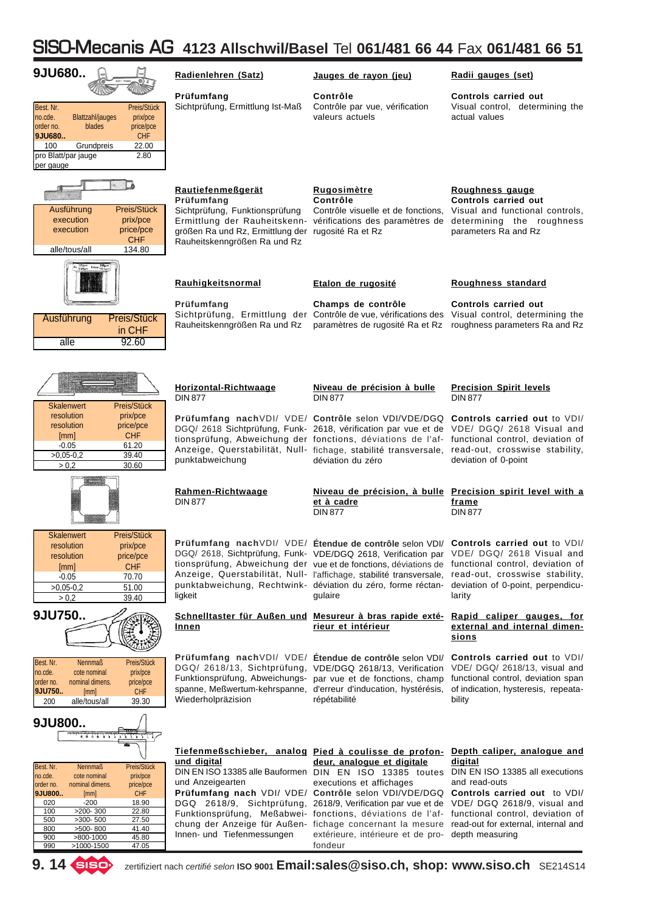# SISO-Mecanis AG 4123 Allschwil/Basel Tel 061/481 66 44 Fax 061/481 66 51

## 9JU680..

| Best. Nr. no.cde. order no. | Blattzahl/jauges blades | Preis/Stück prix/pce price/pce |
|---|---|---|
| 9JU680.. | | CHF |
| 100 | Grundpreis | 22.00 |
| pro Blatt/par jauge per gauge | | 2.80 |

**Radienlehren (Satz)**

**Prüfumfang**
Sichtprüfung, Ermittlung Ist-Maß

**Jauges de rayon (jeu)**

**Contrôle**
Contrôle par vue, vérification valeurs actuels

**Radii gauges (set)**

**Controls carried out**
Visual control, determining the actual values

| Ausführung execution execution | Preis/Stück prix/pce price/pce CHF |
|---|---|
| alle/tous/all | 134.80 |

**Rautiefenmeßgerät**
**Prüfumfang**
Sichtprüfung, Funktionsprüfung Ermittlung der Rauheitskenngrößen Ra und Rz, Ermittlung der Rauheitskenngrößen Ra und Rz

**Rugosimètre**
**Contrôle**
Contrôle visuelle et de fonctions, vérifications des paramètres de rugosité Ra et Rz

**Roughness gauge**
**Controls carried out**
Visual and functional controls, determining the roughness parameters Ra and Rz

| Ausführung | Preis/Stück in CHF |
|---|---|
| alle | 92.60 |

**Rauhigkeitsnormal**

**Prüfumfang**
Sichtprüfung, Ermittlung der Rauheitskenngrößen Ra und Rz

**Etalon de rugosité**

**Champs de contrôle**
Contrôle de vue, vérifications des paramètres de rugosité Ra et Rz

**Roughness standard**

**Controls carried out**
Visual control, determining the roughness parameters Ra and Rz

| Skalenwert resolution resolution [mm] | Preis/Stück prix/pce price/pce CHF |
|---|---|
| -0.05 | 61.20 |
| >0,05-0,2 | 39.40 |
| > 0,2 | 30.60 |

**Horizontal-Richtwaage**
DIN 877

**Prüfumfang nach** VDI/ VDE/ DGQ/ 2618 Sichtprüfung, Funktionsprüfung, Abweichung der Anzeige, Querstabilität, Nullpunktabweichung

**Niveau de précision à bulle**
DIN 877

**Contrôle** selon VDI/VDE/DGQ 2618, vérification par vue et de fonctions, déviations de l'affichage, stabilité transversale, déviation du zéro

**Precision Spirit levels**
DIN 877

**Controls carried out** to VDI/ VDE/ DGQ/ 2618 Visual and functional control, deviation of read-out, crosswise stability, deviation of 0-point

| Skalenwert resolution resolution [mm] | Preis/Stück prix/pce price/pce CHF |
|---|---|
| -0.05 | 70.70 |
| >0,05-0,2 | 51.00 |
| > 0,2 | 39.40 |

**Rahmen-Richtwaage**
DIN 877

**Prüfumfang nach** VDI/ VDE/ DGQ/ 2618, Sichtprüfung, Funktionsprüfung, Abweichung der Anzeige, Querstabilität, Nullpunktabweichung, Rechtwinkligkeit

**Niveau de précision, à bulle et à cadre**
DIN 877

**Étendue de contrôle** selon VDI/ VDE/DGQ 2618, Verification par l'affichage, stabilité transversale, déviation du zéro, forme réctangulaire

**Precision spirit level with a frame**
DIN 877

**Controls carried out** to VDI/ VDE/ DGQ/ 2618 Visual and functional control, deviation of read-out, crosswise stability, deviation of 0-point, perpendicularity

## 9JU750..

| Best. Nr. no.cde. order no. | Nennmaß cote nominal nominal dimens. | Preis/Stück prix/pce price/pce |
|---|---|---|
| 9JU750.. | [mm] | CHF |
| 200 | alle/tous/all | 39.30 |

**Schnelltaster für Außen und Innen**

**Prüfumfang nach** VDI/ VDE/ DGQ/ 2618/13, Sichtprüfung, Funktionsprüfung, Abweichungsspanne, Meßwertum-kehrspanne, Wiederholpräzision

**Mesureur à bras rapide extérieur et intérieur**

**Étendue de contrôle** selon VDI/ VDE/DGQ 2618/13, Verification par vue et de fonctions, champ d'erreur d'inducation, hystérésis, répétabilité

**Rapid caliper gauges, for external and internal dimensions**

**Controls carried out** to VDI/ VDE/ DGQ/ 2618/13, visual and functional control, deviation span of indication, hysteresis, repeatability

## 9JU800..

| Best. Nr. no.cde. order no. | Nennmaß cote nominal nominal dimens. | Preis/Stück prix/pce price/pce |
|---|---|---|
| 9JU800.. | [mm] | CHF |
| 020 | -200 | 18.90 |
| 100 | >200- 300 | 22.80 |
| 500 | >300- 500 | 27.50 |
| 800 | >500- 800 | 41.40 |
| 900 | >800-1000 | 45.80 |
| 990 | >1000-1500 | 47.05 |

**Tiefenmeßschieber, analog und digital**
DIN EN ISO 13385 alle Bauformen und Anzeigearten
**Prüfumfang nach** VDI/ VDE/ DGQ 2618/9, Sichtprüfung, Funktionsprüfung, Meßabweichung der Anzeige für Außen- Innen- und Tiefenmessungen

**Pied à coulisse de profondeur, analogue et digitale**
DIN EN ISO 13385 toutes executions et affichages
**Contrôle** selon VDI/VDE/DGQ 2618/9, Verification par vue et de fonctions, déviations de l'affichage concernant la mesure extérieure, intérieure et de profondeur

**Depth caliper, analogue and digital**
DIN EN ISO 13385 all executions and read-outs
**Controls carried out** to VDI/ VDE/ DGQ 2618/9, visual and functional control, deviation of read-out for external, internal and depth measuring

9. 14 zertifiziert nach *certifié selon* **ISO 9001** **Email:sales@siso.ch, shop: www.siso.ch** SE214S14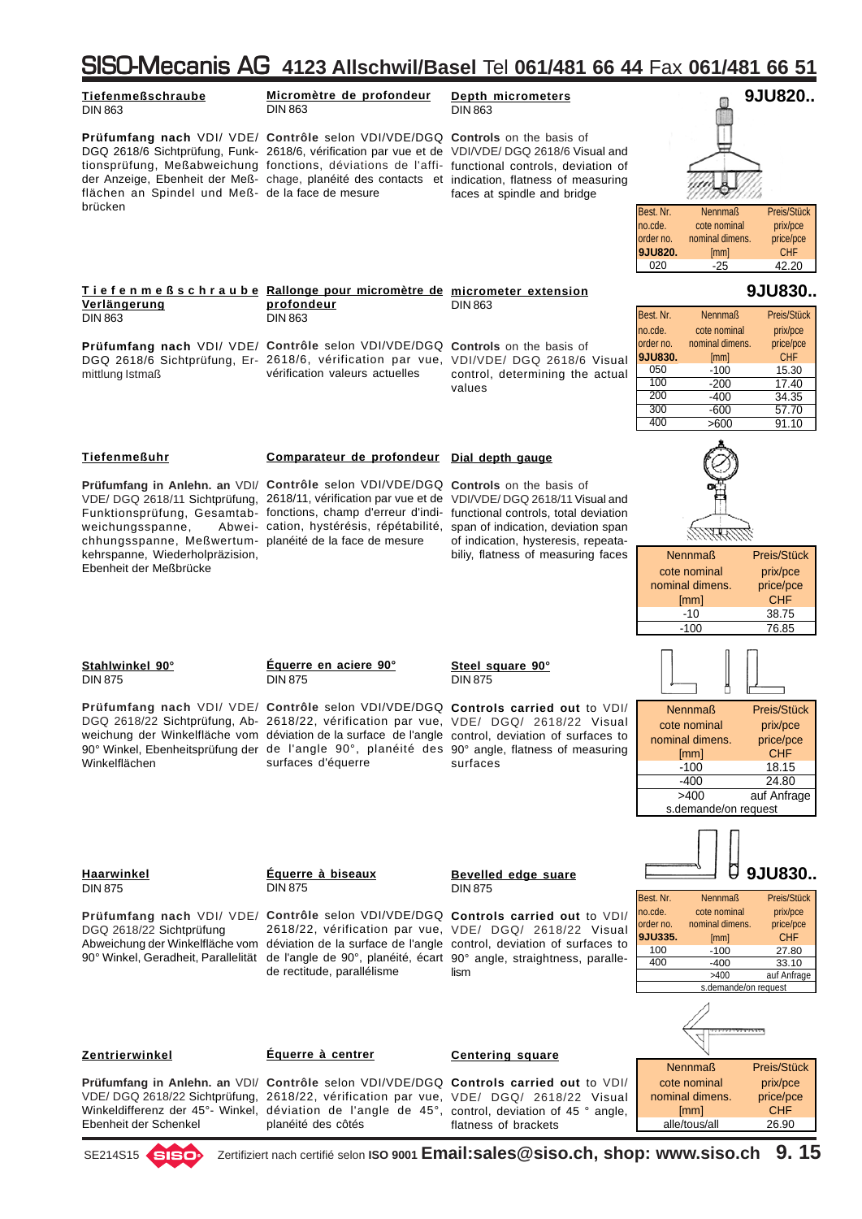## Tiefenmeßschraube / Micromètre de profondeur / Depth micrometers

**9JU820..**

DIN 863

**Prüfumfang nach** VDI/ VDE/ DGQ 2618/6 Sichtprüfung, Funktionsprüfung, Meßabweichung der Anzeige, Ebenheit der Meßflächen an Spindel und Meßbrücken

**Contrôle** selon VDI/VDE/DGQ 2618/6, vérification par vue et de fonctions, déviations de l'affichage, planéité des contacts et de la face de mesure

**Controls** on the basis of VDI/VDE/ DGQ 2618/6 Visual and functional controls, deviation of indication, flatness of measuring faces at spindle and bridge

| Best. Nr. / no.cde. / order no. / 9JU820. | Nennmaß / cote nominal / nominal dimens. / [mm] | Preis/Stück / prix/pce / price/pce / CHF |
|---|---|---|
| 020 | -25 | 42.20 |

## Tiefenmeßschraube Verlängerung / Rallonge pour micromètre de profondeur / micrometer extension

**9JU830..**

DIN 863

**Prüfumfang nach** VDI/ VDE/ DGQ 2618/6 Sichtprüfung, Ermittlung Istmaß

**Contrôle** selon VDI/VDE/DGQ 2618/6, vérification par vue, vérification valeurs actuelles

**Controls** on the basis of VDI/VDE/ DGQ 2618/6 Visual control, determining the actual values

| Best. Nr. / no.cde. / order no. / 9JU830. | Nennmaß / cote nominal / nominal dimens. / [mm] | Preis/Stück / prix/pce / price/pce / CHF |
|---|---|---|
| 050 | -100 | 15.30 |
| 100 | -200 | 17.40 |
| 200 | -400 | 34.35 |
| 300 | -600 | 57.70 |
| 400 | >600 | 91.10 |

## Tiefenmeßuhr / Comparateur de profondeur / Dial depth gauge

**Prüfumfang in Anlehn. an** VDI/ VDE/ DGQ 2618/11 Sichtprüfung, Funktionsprüfung, Gesamtabweichungsspanne, Abweichungsspanne, Meßwertumkehrspanne, Wiederholpräzision, Ebenheit der Meßbrücke

**Contrôle** selon VDI/VDE/DGQ 2618/11, vérification par vue et de fonctions, champ d'erreur d'indication, hystérésis, répétabilité, planéité de la face de mesure

**Controls** on the basis of VDI/VDE/ DGQ 2618/11 Visual and functional controls, total deviation span of indication, deviation span of indication, hysteresis, repeatabiliy, flatness of measuring faces

| Nennmaß / cote nominal / nominal dimens. / [mm] | Preis/Stück / prix/pce / price/pce / CHF |
|---|---|
| -10 | 38.75 |
| -100 | 76.85 |

## Stahlwinkel 90° / Équerre en aciere 90° / Steel square 90°

DIN 875

**Prüfumfang nach** VDI/ VDE/ DGQ 2618/22 Sichtprüfung, Abweichung der Winkelfläche vom 90° Winkel, Ebenheitsprüfung der Winkelflächen

**Contrôle** selon VDI/VDE/DGQ 2618/22, vérification par vue, déviation de la surface de l'angle de l'angle 90°, planéité des surfaces d'équerre

**Controls carried out** to VDI/ VDE/ DGQ/ 2618/22 Visual control, deviation of surfaces to 90° angle, flatness of measuring surfaces

| Nennmaß / cote nominal / nominal dimens. / [mm] | Preis/Stück / prix/pce / price/pce / CHF |
|---|---|
| -100 | 18.15 |
| -400 | 24.80 |
| >400 | auf Anfrage |
| s.demande/on request | |

## Haarwinkel / Équerre à biseaux / Bevelled edge suare

**9JU830..**

DIN 875

**Prüfumfang nach** VDI/ VDE/ DGQ 2618/22 Sichtprüfung Abweichung der Winkelfläche vom 90° Winkel, Geradheit, Parallelität

**Contrôle** selon VDI/VDE/DGQ 2618/22, vérification par vue, déviation de la surface de l'angle de l'angle de 90°, planéité, écart de rectitude, parallélisme

**Controls carried out** to VDI/ VDE/ DGQ/ 2618/22 Visual control, deviation of surfaces to 90° angle, straightness, parallelism

| Best. Nr. / no.cde. / order no. / 9JU335. | Nennmaß / cote nominal / nominal dimens. / [mm] | Preis/Stück / prix/pce / price/pce / CHF |
|---|---|---|
| 100 | -100 | 27.80 |
| 400 | -400 | 33.10 |
| | >400 | auf Anfrage |
| s.demande/on request | | |

## Zentrierwinkel / Équerre à centrer / Centering square

**Prüfumfang in Anlehn. an** VDI/ VDE/ DGQ 2618/22 Sichtprüfung, Winkeldifferenz der 45°- Winkel, Ebenheit der Schenkel

**Contrôle** selon VDI/VDE/DGQ 2618/22, vérification par vue, déviation de l'angle de 45°, planéité des côtés

**Controls carried out** to VDI/ VDE/ DGQ/ 2618/22 Visual control, deviation of 45 ° angle, flatness of brackets

| Nennmaß / cote nominal / nominal dimens. / [mm] | Preis/Stück / prix/pce / price/pce / CHF |
|---|---|
| alle/tous/all | 26.90 |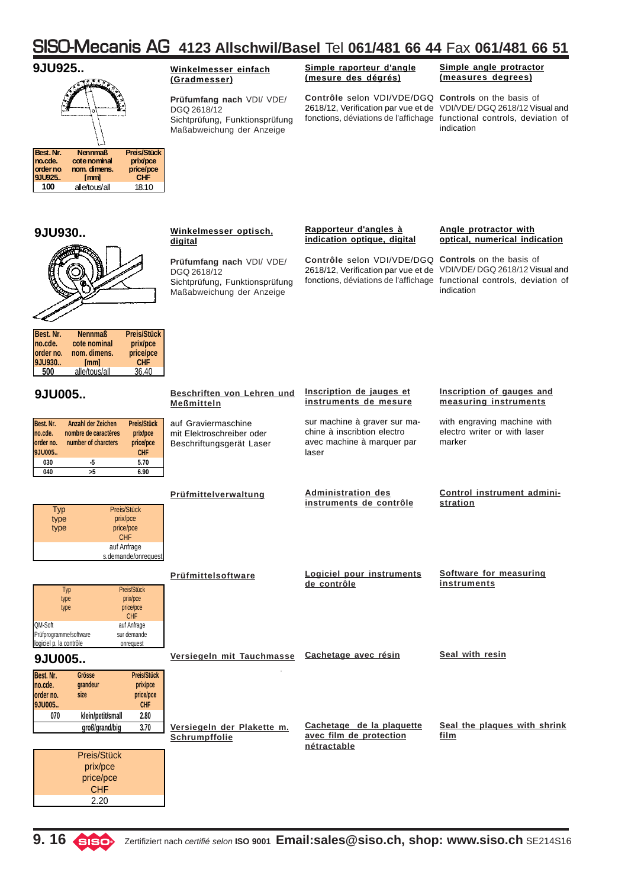# SISO-Mecanis AG 4123 Allschwil/Basel Tel 061/481 66 44 Fax 061/481 66 51

## 9JU925..

| Best. Nr. no.cde. order no 9JU925.. | Nennmaß cote nominal nom. dimens. [mm] | Preis/Stück prix/pce price/pce CHF |
|---|---|---|
| 100 | alle/tous/all | 18.10 |

**Winkelmesser einfach (Gradmesser)**

**Prüfumfang nach** VDI/ VDE/ DGQ 2618/12
Sichtprüfung, Funktionsprüfung Maßabweichung der Anzeige

**Simple raporteur d'angle (mesure des dégrés)**

**Contrôle** selon VDI/VDE/DGQ 2618/12, Verification par vue et de fonctions, déviations de l'affichage

**Simple angle protractor (measures degrees)**

**Controls** on the basis of VDI/VDE/ DGQ 2618/12 Visual and functional controls, deviation of indication

## 9JU930..

| Best. Nr. no.cde. order no. 9JU930.. | Nennmaß cote nominal nom. dimens. [mm] | Preis/Stück prix/pce price/pce CHF |
|---|---|---|
| 500 | alle/tous/all | 36.40 |

**Winkelmesser optisch, digital**

**Prüfumfang nach** VDI/ VDE/ DGQ 2618/12
Sichtprüfung, Funktionsprüfung Maßabweichung der Anzeige

**Rapporteur d'angles à indication optique, digital**

**Contrôle** selon VDI/VDE/DGQ 2618/12, Verification par vue et de fonctions, déviations de l'affichage

**Angle protractor with optical, numerical indication**

**Controls** on the basis of VDI/VDE/ DGQ 2618/12 Visual and functional controls, deviation of indication

## 9JU005..

| Best. Nr. no.cde. order no. 9JU005.. | Anzahl der Zeichen nombre de caractères number of charcters | Preis/Stück prix/pce price/pce CHF |
|---|---|---|
| 030 | -5 | 5.70 |
| 040 | >5 | 6.90 |

**Beschriften von Lehren und Meßmitteln**

auf Graviermaschine mit Elektroschreiber oder Beschriftungsgerät Laser

**Inscription de jauges et instruments de mesure**

sur machine à graver sur machine à inscribtion electro avec machine à marquer par laser

**Inscription of gauges and measuring instruments**

with engraving machine with electro writer or with laser marker

| Typ type type | Preis/Stück prix/pce price/pce CHF |
|---|---|
| | auf Anfrage s.demande/onrequest |

**Prüfmittelverwaltung**

**Administration des instruments de contrôle**

**Control instrument administration**

| Typ type type | Preis/Stück prix/pce price/pce CHF |
|---|---|
| QM-Soft Prüfprogramme/software logiciel p. la contrôle | auf Anfrage sur demande onrequest |

**Prüfmittelsoftware**

**Logiciel pour instruments de contrôle**

**Software for measuring instruments**

## 9JU005..

| Best. Nr. no.cde. order no. 9JU005.. | Grösse grandeur size | Preis/Stück prix/pce price/pce CHF |
|---|---|---|
| 070 | klein/petit/small | 2.80 |
| | groß/grand/big | 3.70 |

**Versiegeln mit Tauchmasse**

**Cachetage avec résin**

**Seal with resin**

| Preis/Stück prix/pce price/pce CHF |
|---|
| 2.20 |

**Versiegeln der Plakette m. Schrumpffolie**

**Cachetage de la plaquette avec film de protection nétractable**

**Seal the plaques with shrink film**

Zertifiziert nach *certifié selon* ISO 9001 **Email:sales@siso.ch, shop: www.siso.ch** SE214S16